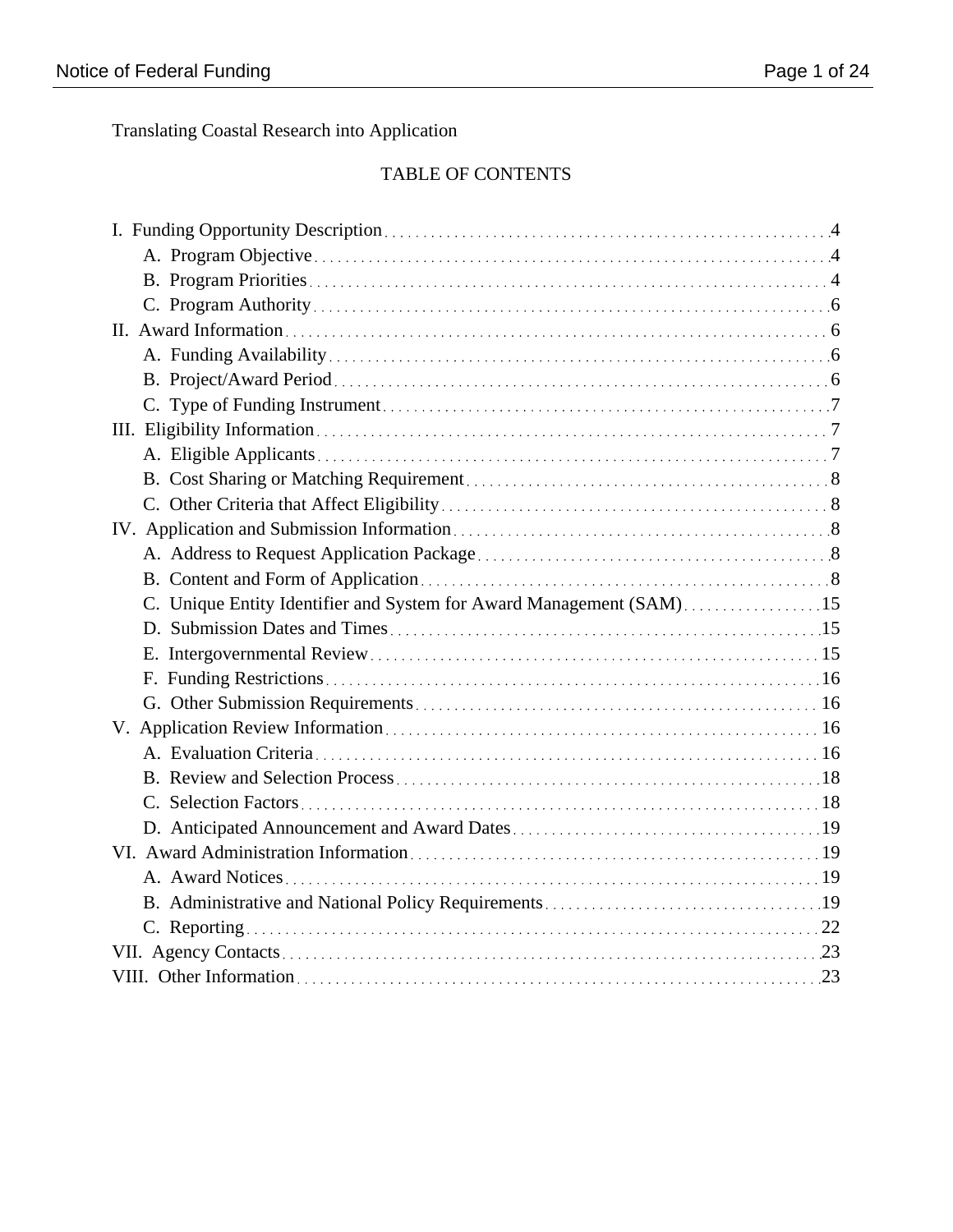Translating Coastal Research into Application

## TABLE OF CONTENTS

- I. Funding Opportunity Description ..... 4
  - A. Program Objective ..... 4
  - B. Program Priorities ..... 4
  - C. Program Authority ..... 6
- II. Award Information ..... 6
  - A. Funding Availability ..... 6
  - B. Project/Award Period ..... 6
  - C. Type of Funding Instrument ..... 7
- III. Eligibility Information ..... 7
  - A. Eligible Applicants ..... 7
  - B. Cost Sharing or Matching Requirement ..... 8
  - C. Other Criteria that Affect Eligibility ..... 8
- IV. Application and Submission Information ..... 8
  - A. Address to Request Application Package ..... 8
  - B. Content and Form of Application ..... 8
  - C. Unique Entity Identifier and System for Award Management (SAM) ..... 15
  - D. Submission Dates and Times ..... 15
  - E. Intergovernmental Review ..... 15
  - F. Funding Restrictions ..... 16
  - G. Other Submission Requirements ..... 16
- V. Application Review Information ..... 16
  - A. Evaluation Criteria ..... 16
  - B. Review and Selection Process ..... 18
  - C. Selection Factors ..... 18
  - D. Anticipated Announcement and Award Dates ..... 19
- VI. Award Administration Information ..... 19
  - A. Award Notices ..... 19
  - B. Administrative and National Policy Requirements ..... 19
  - C. Reporting ..... 22
- VII. Agency Contacts ..... 23
- VIII. Other Information ..... 23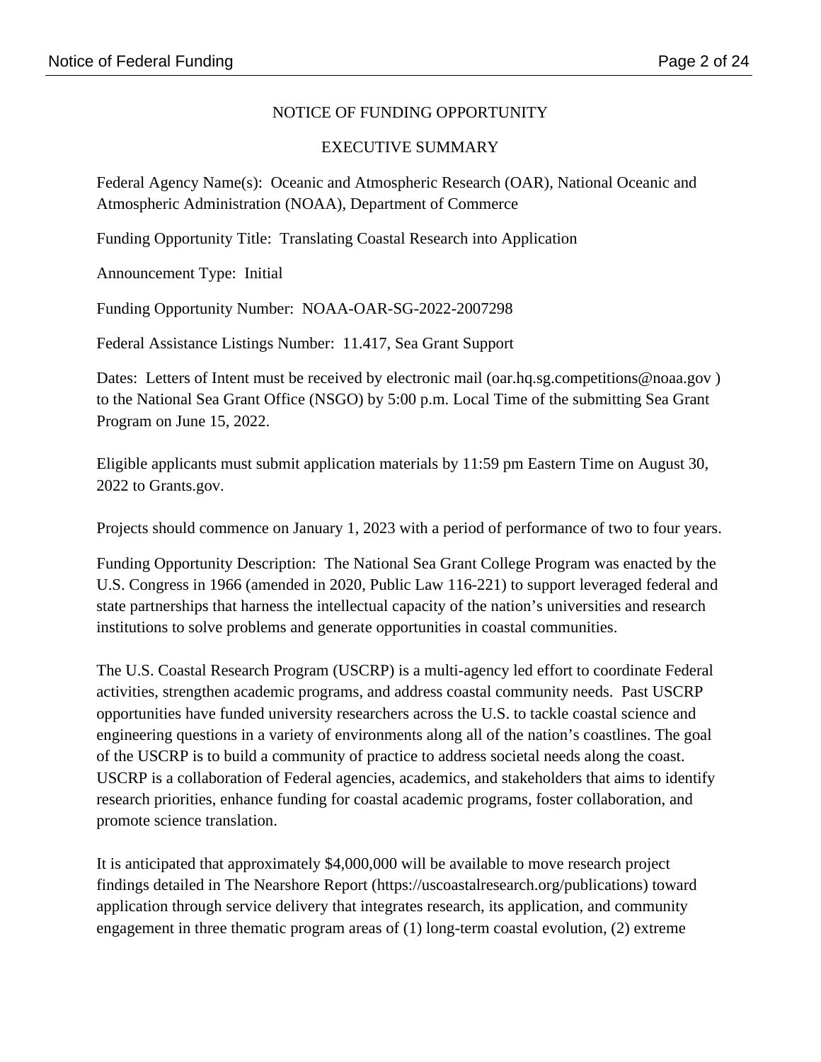NOTICE OF FUNDING OPPORTUNITY

EXECUTIVE SUMMARY

Federal Agency Name(s): Oceanic and Atmospheric Research (OAR), National Oceanic and Atmospheric Administration (NOAA), Department of Commerce

Funding Opportunity Title: Translating Coastal Research into Application

Announcement Type: Initial

Funding Opportunity Number: NOAA-OAR-SG-2022-2007298

Federal Assistance Listings Number: 11.417, Sea Grant Support

Dates: Letters of Intent must be received by electronic mail (oar.hq.sg.competitions@noaa.gov ) to the National Sea Grant Office (NSGO) by 5:00 p.m. Local Time of the submitting Sea Grant Program on June 15, 2022.

Eligible applicants must submit application materials by 11:59 pm Eastern Time on August 30, 2022 to Grants.gov.

Projects should commence on January 1, 2023 with a period of performance of two to four years.

Funding Opportunity Description: The National Sea Grant College Program was enacted by the U.S. Congress in 1966 (amended in 2020, Public Law 116-221) to support leveraged federal and state partnerships that harness the intellectual capacity of the nation's universities and research institutions to solve problems and generate opportunities in coastal communities.

The U.S. Coastal Research Program (USCRP) is a multi-agency led effort to coordinate Federal activities, strengthen academic programs, and address coastal community needs. Past USCRP opportunities have funded university researchers across the U.S. to tackle coastal science and engineering questions in a variety of environments along all of the nation's coastlines. The goal of the USCRP is to build a community of practice to address societal needs along the coast. USCRP is a collaboration of Federal agencies, academics, and stakeholders that aims to identify research priorities, enhance funding for coastal academic programs, foster collaboration, and promote science translation.

It is anticipated that approximately $4,000,000 will be available to move research project findings detailed in The Nearshore Report (https://uscoastalresearch.org/publications) toward application through service delivery that integrates research, its application, and community engagement in three thematic program areas of (1) long-term coastal evolution, (2) extreme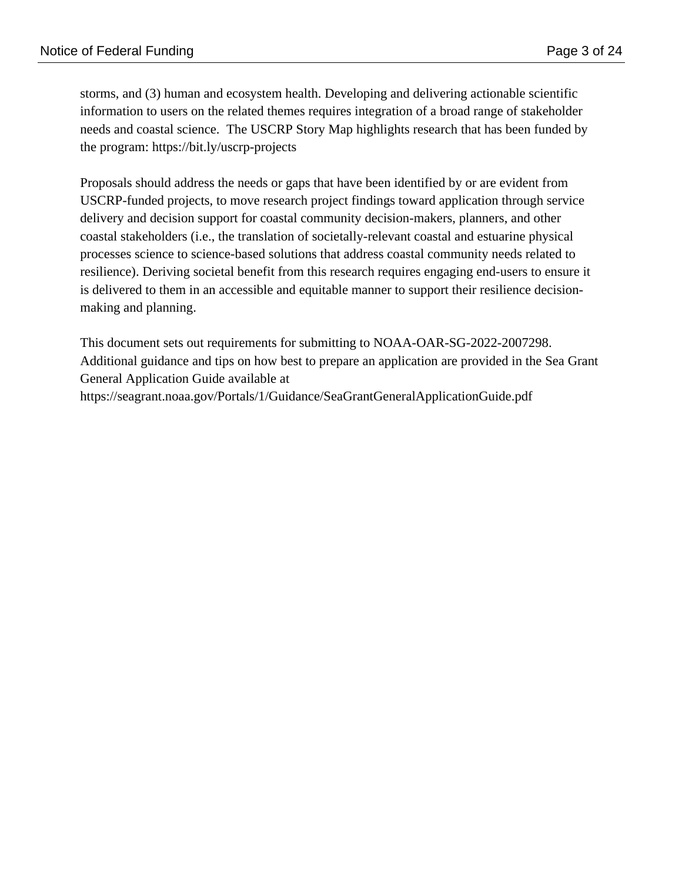storms, and (3) human and ecosystem health. Developing and delivering actionable scientific information to users on the related themes requires integration of a broad range of stakeholder needs and coastal science. The USCRP Story Map highlights research that has been funded by the program: https://bit.ly/uscrp-projects

Proposals should address the needs or gaps that have been identified by or are evident from USCRP-funded projects, to move research project findings toward application through service delivery and decision support for coastal community decision-makers, planners, and other coastal stakeholders (i.e., the translation of societally-relevant coastal and estuarine physical processes science to science-based solutions that address coastal community needs related to resilience). Deriving societal benefit from this research requires engaging end-users to ensure it is delivered to them in an accessible and equitable manner to support their resilience decision-making and planning.

This document sets out requirements for submitting to NOAA-OAR-SG-2022-2007298. Additional guidance and tips on how best to prepare an application are provided in the Sea Grant General Application Guide available at https://seagrant.noaa.gov/Portals/1/Guidance/SeaGrantGeneralApplicationGuide.pdf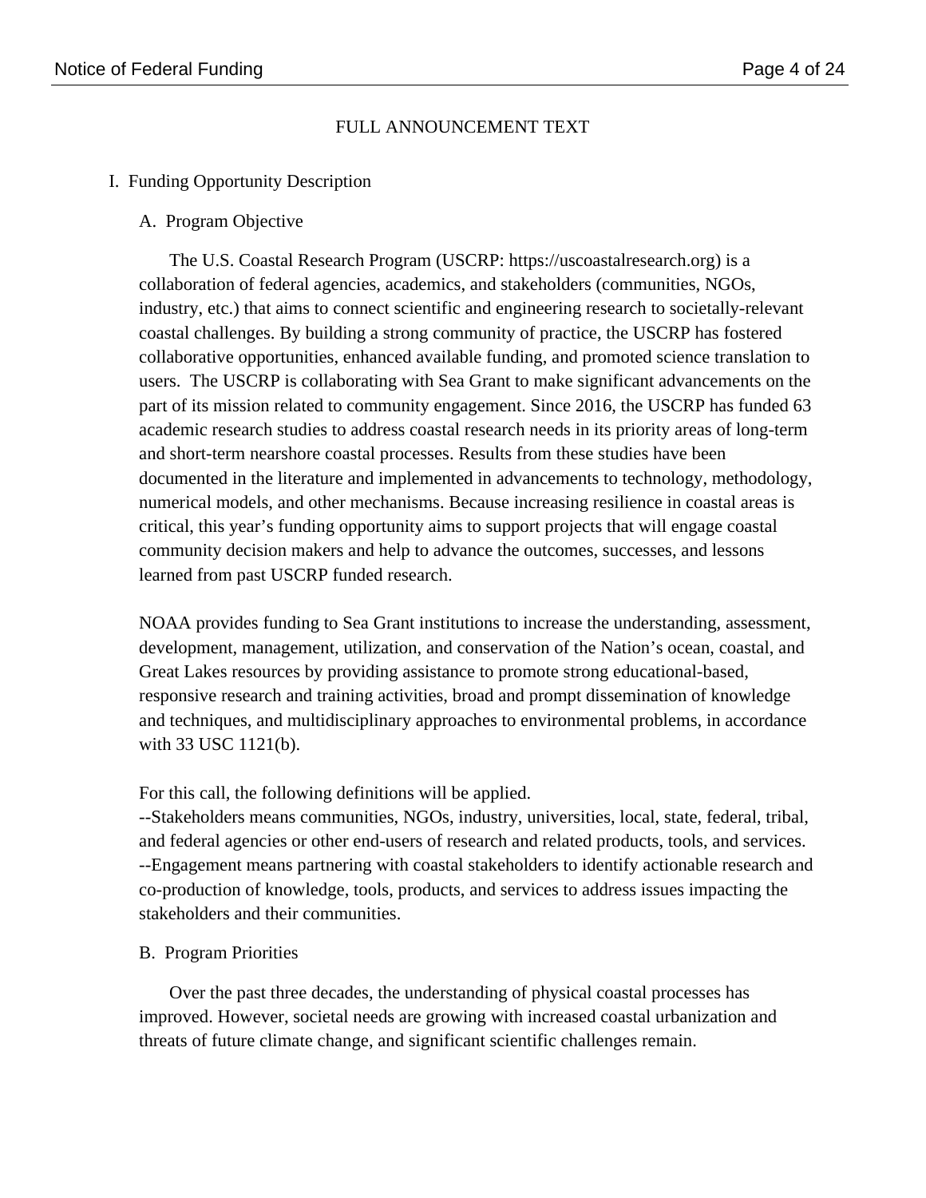# FULL ANNOUNCEMENT TEXT

## I. Funding Opportunity Description

### A. Program Objective

The U.S. Coastal Research Program (USCRP: https://uscoastalresearch.org) is a collaboration of federal agencies, academics, and stakeholders (communities, NGOs, industry, etc.) that aims to connect scientific and engineering research to societally-relevant coastal challenges. By building a strong community of practice, the USCRP has fostered collaborative opportunities, enhanced available funding, and promoted science translation to users. The USCRP is collaborating with Sea Grant to make significant advancements on the part of its mission related to community engagement. Since 2016, the USCRP has funded 63 academic research studies to address coastal research needs in its priority areas of long-term and short-term nearshore coastal processes. Results from these studies have been documented in the literature and implemented in advancements to technology, methodology, numerical models, and other mechanisms. Because increasing resilience in coastal areas is critical, this year's funding opportunity aims to support projects that will engage coastal community decision makers and help to advance the outcomes, successes, and lessons learned from past USCRP funded research.

NOAA provides funding to Sea Grant institutions to increase the understanding, assessment, development, management, utilization, and conservation of the Nation's ocean, coastal, and Great Lakes resources by providing assistance to promote strong educational-based, responsive research and training activities, broad and prompt dissemination of knowledge and techniques, and multidisciplinary approaches to environmental problems, in accordance with 33 USC 1121(b).

For this call, the following definitions will be applied.
--Stakeholders means communities, NGOs, industry, universities, local, state, federal, tribal, and federal agencies or other end-users of research and related products, tools, and services.
--Engagement means partnering with coastal stakeholders to identify actionable research and co-production of knowledge, tools, products, and services to address issues impacting the stakeholders and their communities.

### B. Program Priorities

Over the past three decades, the understanding of physical coastal processes has improved. However, societal needs are growing with increased coastal urbanization and threats of future climate change, and significant scientific challenges remain.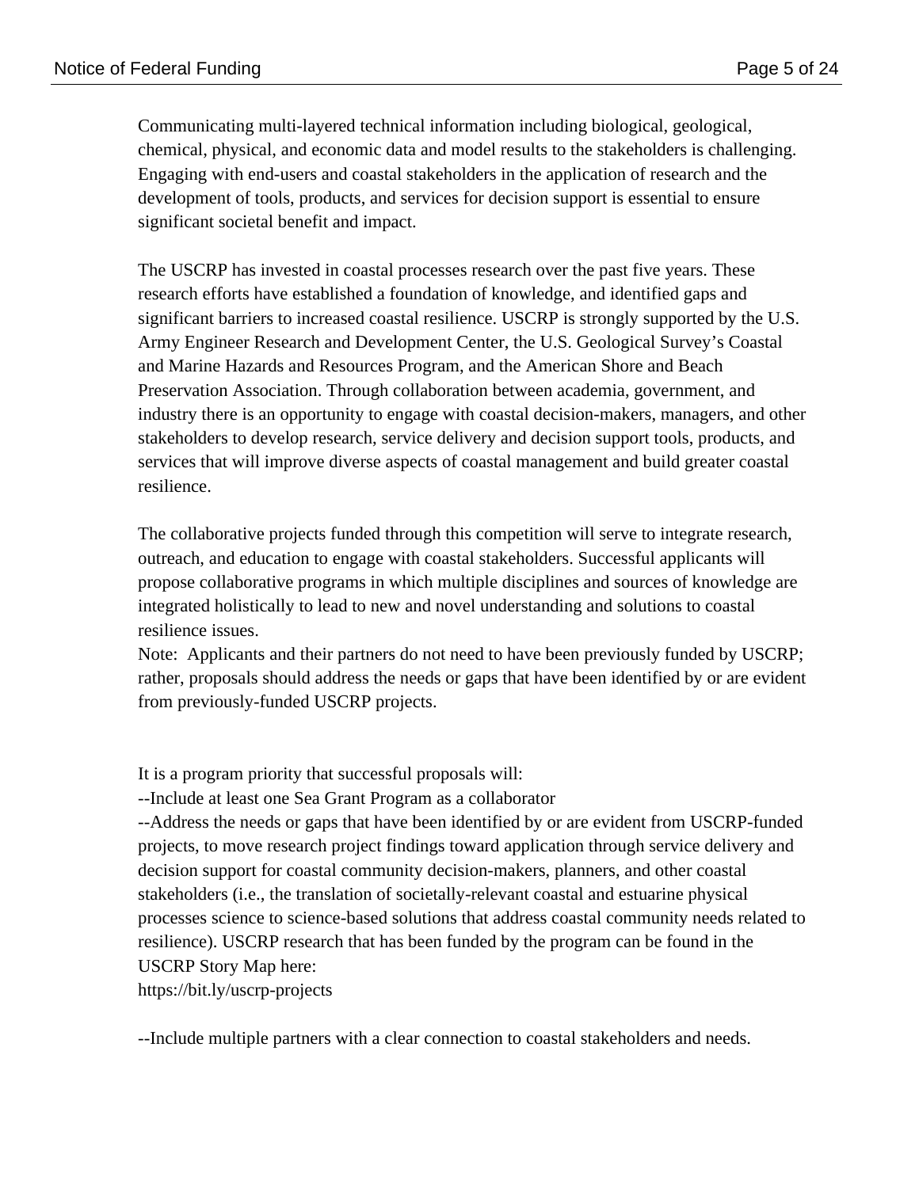Communicating multi-layered technical information including biological, geological, chemical, physical, and economic data and model results to the stakeholders is challenging. Engaging with end-users and coastal stakeholders in the application of research and the development of tools, products, and services for decision support is essential to ensure significant societal benefit and impact.

The USCRP has invested in coastal processes research over the past five years. These research efforts have established a foundation of knowledge, and identified gaps and significant barriers to increased coastal resilience. USCRP is strongly supported by the U.S. Army Engineer Research and Development Center, the U.S. Geological Survey's Coastal and Marine Hazards and Resources Program, and the American Shore and Beach Preservation Association. Through collaboration between academia, government, and industry there is an opportunity to engage with coastal decision-makers, managers, and other stakeholders to develop research, service delivery and decision support tools, products, and services that will improve diverse aspects of coastal management and build greater coastal resilience.

The collaborative projects funded through this competition will serve to integrate research, outreach, and education to engage with coastal stakeholders. Successful applicants will propose collaborative programs in which multiple disciplines and sources of knowledge are integrated holistically to lead to new and novel understanding and solutions to coastal resilience issues.
Note: Applicants and their partners do not need to have been previously funded by USCRP; rather, proposals should address the needs or gaps that have been identified by or are evident from previously-funded USCRP projects.

It is a program priority that successful proposals will:
--Include at least one Sea Grant Program as a collaborator
--Address the needs or gaps that have been identified by or are evident from USCRP-funded projects, to move research project findings toward application through service delivery and decision support for coastal community decision-makers, planners, and other coastal stakeholders (i.e., the translation of societally-relevant coastal and estuarine physical processes science to science-based solutions that address coastal community needs related to resilience). USCRP research that has been funded by the program can be found in the USCRP Story Map here:
https://bit.ly/uscrp-projects

--Include multiple partners with a clear connection to coastal stakeholders and needs.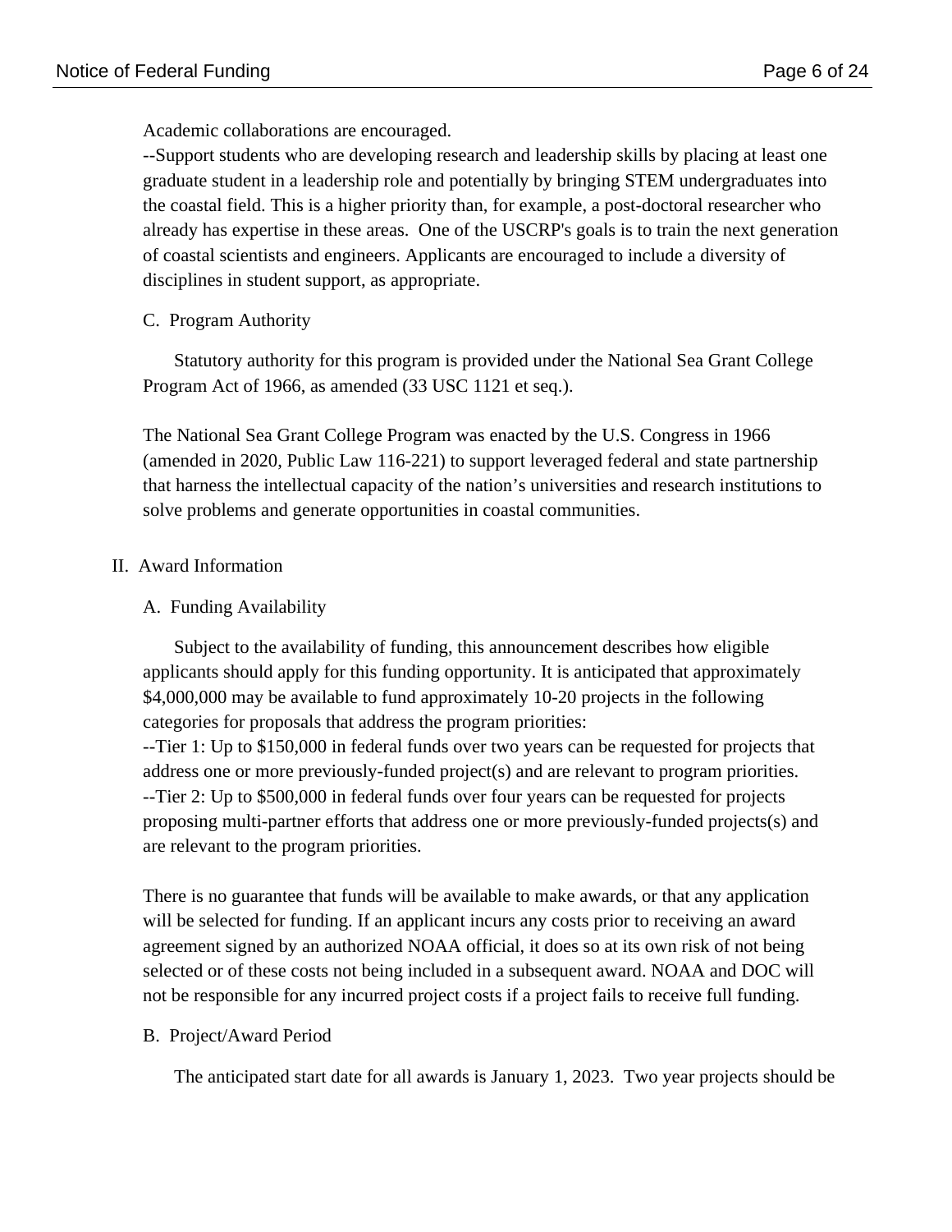Academic collaborations are encouraged.
--Support students who are developing research and leadership skills by placing at least one graduate student in a leadership role and potentially by bringing STEM undergraduates into the coastal field. This is a higher priority than, for example, a post-doctoral researcher who already has expertise in these areas. One of the USCRP's goals is to train the next generation of coastal scientists and engineers. Applicants are encouraged to include a diversity of disciplines in student support, as appropriate.

### C. Program Authority

Statutory authority for this program is provided under the National Sea Grant College Program Act of 1966, as amended (33 USC 1121 et seq.).

The National Sea Grant College Program was enacted by the U.S. Congress in 1966 (amended in 2020, Public Law 116-221) to support leveraged federal and state partnership that harness the intellectual capacity of the nation's universities and research institutions to solve problems and generate opportunities in coastal communities.

## II. Award Information

### A. Funding Availability

Subject to the availability of funding, this announcement describes how eligible applicants should apply for this funding opportunity. It is anticipated that approximately $4,000,000 may be available to fund approximately 10-20 projects in the following categories for proposals that address the program priorities:
--Tier 1: Up to $150,000 in federal funds over two years can be requested for projects that address one or more previously-funded project(s) and are relevant to program priorities.
--Tier 2: Up to $500,000 in federal funds over four years can be requested for projects proposing multi-partner efforts that address one or more previously-funded projects(s) and are relevant to the program priorities.

There is no guarantee that funds will be available to make awards, or that any application will be selected for funding. If an applicant incurs any costs prior to receiving an award agreement signed by an authorized NOAA official, it does so at its own risk of not being selected or of these costs not being included in a subsequent award. NOAA and DOC will not be responsible for any incurred project costs if a project fails to receive full funding.

### B. Project/Award Period

The anticipated start date for all awards is January 1, 2023. Two year projects should be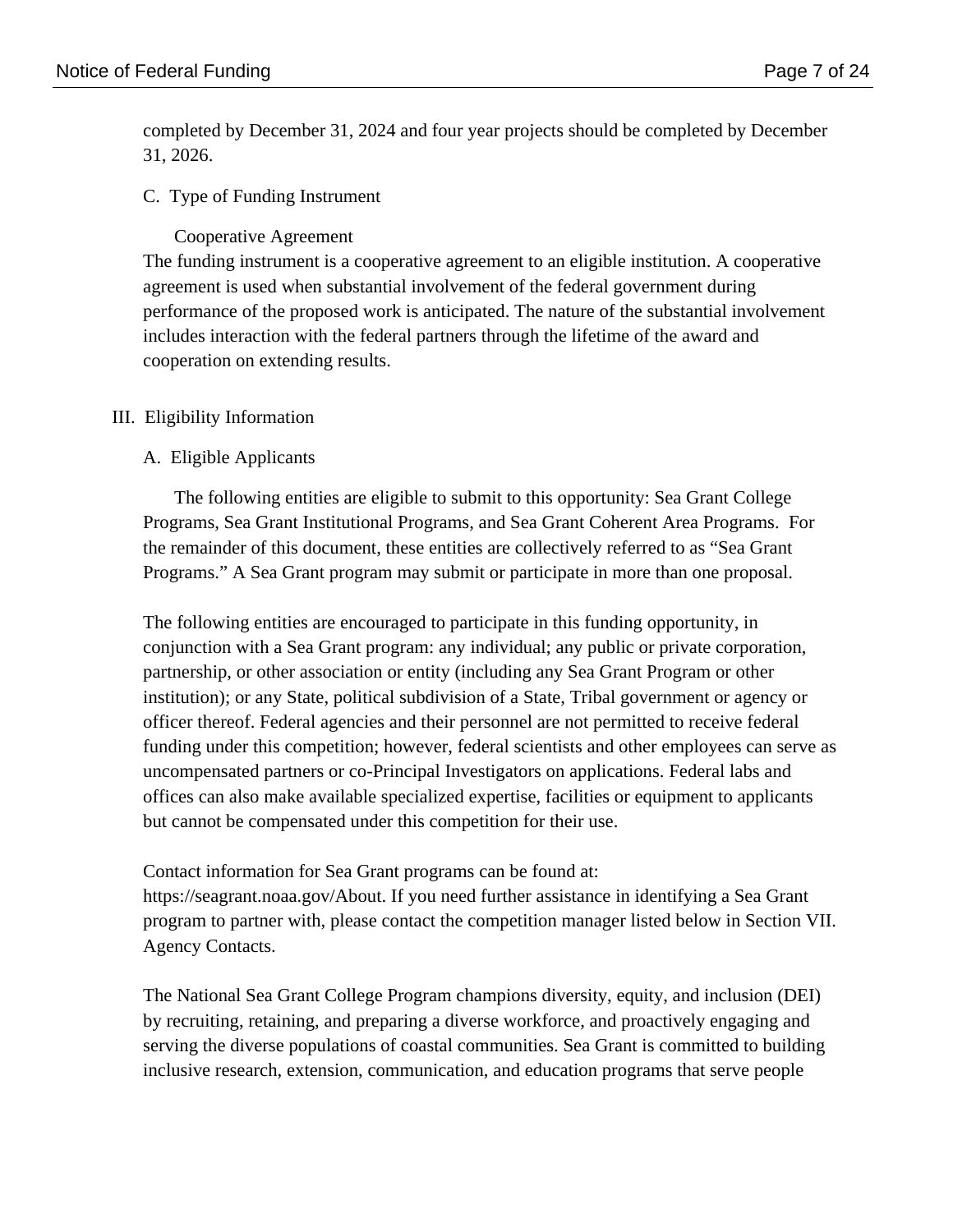completed by December 31, 2024 and four year projects should be completed by December 31, 2026.

C. Type of Funding Instrument

Cooperative Agreement

The funding instrument is a cooperative agreement to an eligible institution. A cooperative agreement is used when substantial involvement of the federal government during performance of the proposed work is anticipated. The nature of the substantial involvement includes interaction with the federal partners through the lifetime of the award and cooperation on extending results.

## III. Eligibility Information

### A. Eligible Applicants

The following entities are eligible to submit to this opportunity: Sea Grant College Programs, Sea Grant Institutional Programs, and Sea Grant Coherent Area Programs. For the remainder of this document, these entities are collectively referred to as "Sea Grant Programs." A Sea Grant program may submit or participate in more than one proposal.

The following entities are encouraged to participate in this funding opportunity, in conjunction with a Sea Grant program: any individual; any public or private corporation, partnership, or other association or entity (including any Sea Grant Program or other institution); or any State, political subdivision of a State, Tribal government or agency or officer thereof. Federal agencies and their personnel are not permitted to receive federal funding under this competition; however, federal scientists and other employees can serve as uncompensated partners or co-Principal Investigators on applications. Federal labs and offices can also make available specialized expertise, facilities or equipment to applicants but cannot be compensated under this competition for their use.

Contact information for Sea Grant programs can be found at: https://seagrant.noaa.gov/About. If you need further assistance in identifying a Sea Grant program to partner with, please contact the competition manager listed below in Section VII. Agency Contacts.

The National Sea Grant College Program champions diversity, equity, and inclusion (DEI) by recruiting, retaining, and preparing a diverse workforce, and proactively engaging and serving the diverse populations of coastal communities. Sea Grant is committed to building inclusive research, extension, communication, and education programs that serve people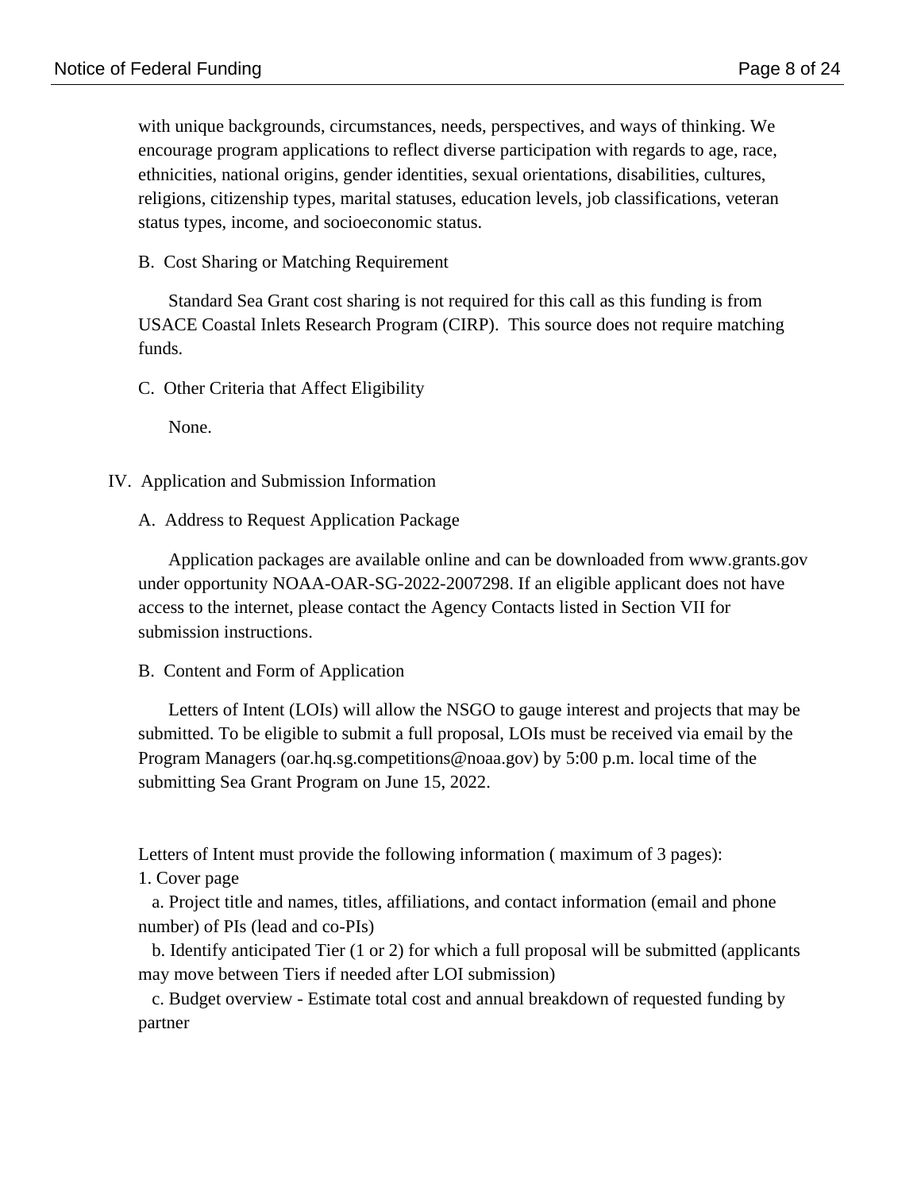with unique backgrounds, circumstances, needs, perspectives, and ways of thinking. We encourage program applications to reflect diverse participation with regards to age, race, ethnicities, national origins, gender identities, sexual orientations, disabilities, cultures, religions, citizenship types, marital statuses, education levels, job classifications, veteran status types, income, and socioeconomic status.

### B. Cost Sharing or Matching Requirement

Standard Sea Grant cost sharing is not required for this call as this funding is from USACE Coastal Inlets Research Program (CIRP). This source does not require matching funds.

### C. Other Criteria that Affect Eligibility

None.

## IV. Application and Submission Information

### A. Address to Request Application Package

Application packages are available online and can be downloaded from www.grants.gov under opportunity NOAA-OAR-SG-2022-2007298. If an eligible applicant does not have access to the internet, please contact the Agency Contacts listed in Section VII for submission instructions.

### B. Content and Form of Application

Letters of Intent (LOIs) will allow the NSGO to gauge interest and projects that may be submitted. To be eligible to submit a full proposal, LOIs must be received via email by the Program Managers (oar.hq.sg.competitions@noaa.gov) by 5:00 p.m. local time of the submitting Sea Grant Program on June 15, 2022.

Letters of Intent must provide the following information ( maximum of 3 pages):

1. Cover page
   a. Project title and names, titles, affiliations, and contact information (email and phone number) of PIs (lead and co-PIs)
   b. Identify anticipated Tier (1 or 2) for which a full proposal will be submitted (applicants may move between Tiers if needed after LOI submission)
   c. Budget overview - Estimate total cost and annual breakdown of requested funding by partner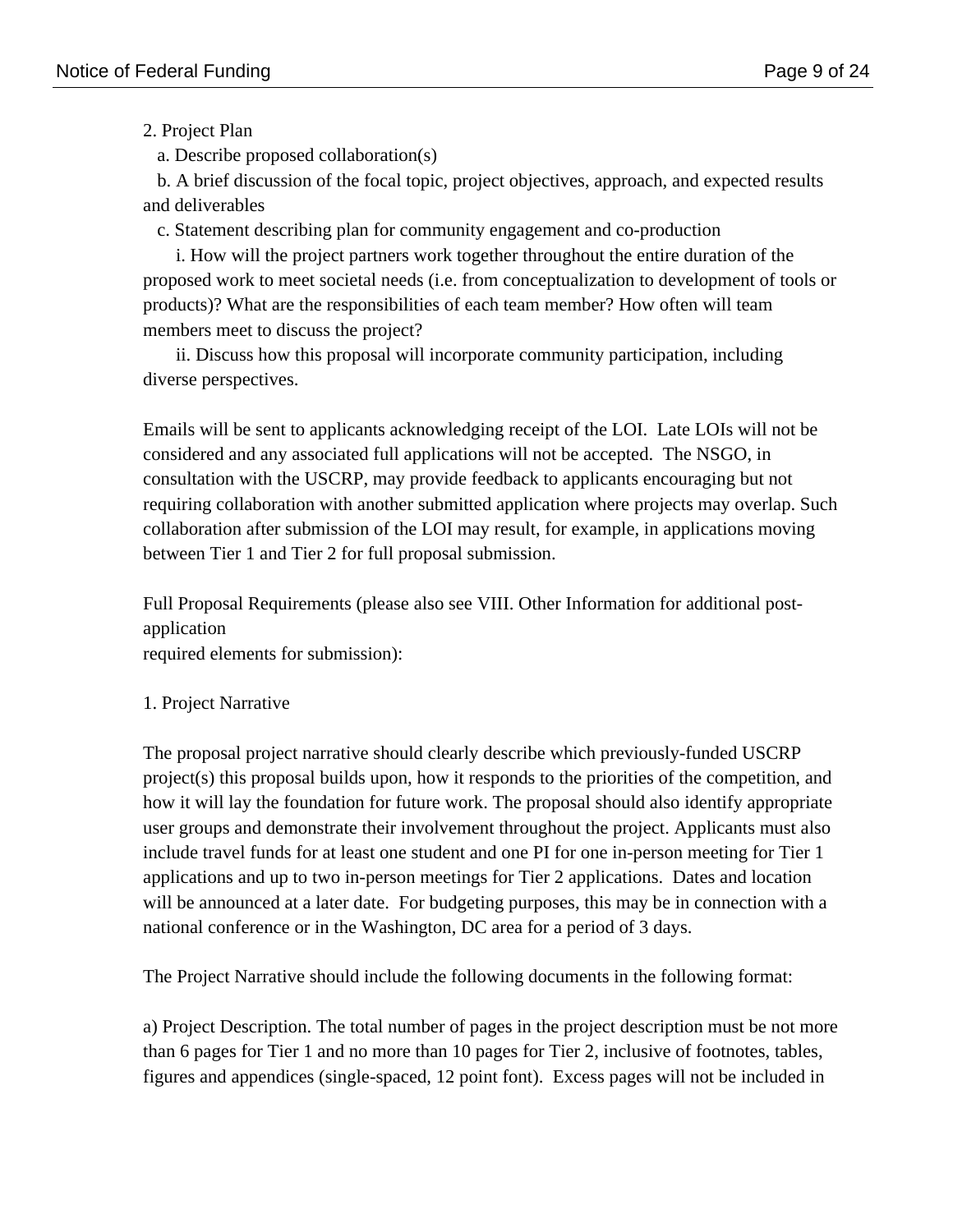2. Project Plan

   a. Describe proposed collaboration(s)

   b. A brief discussion of the focal topic, project objectives, approach, and expected results and deliverables

   c. Statement describing plan for community engagement and co-production

      i. How will the project partners work together throughout the entire duration of the proposed work to meet societal needs (i.e. from conceptualization to development of tools or products)? What are the responsibilities of each team member? How often will team members meet to discuss the project?

      ii. Discuss how this proposal will incorporate community participation, including diverse perspectives.

Emails will be sent to applicants acknowledging receipt of the LOI. Late LOIs will not be considered and any associated full applications will not be accepted. The NSGO, in consultation with the USCRP, may provide feedback to applicants encouraging but not requiring collaboration with another submitted application where projects may overlap. Such collaboration after submission of the LOI may result, for example, in applications moving between Tier 1 and Tier 2 for full proposal submission.

Full Proposal Requirements (please also see VIII. Other Information for additional post-application required elements for submission):

1. Project Narrative

The proposal project narrative should clearly describe which previously-funded USCRP project(s) this proposal builds upon, how it responds to the priorities of the competition, and how it will lay the foundation for future work. The proposal should also identify appropriate user groups and demonstrate their involvement throughout the project. Applicants must also include travel funds for at least one student and one PI for one in-person meeting for Tier 1 applications and up to two in-person meetings for Tier 2 applications. Dates and location will be announced at a later date. For budgeting purposes, this may be in connection with a national conference or in the Washington, DC area for a period of 3 days.

The Project Narrative should include the following documents in the following format:

a) Project Description. The total number of pages in the project description must be not more than 6 pages for Tier 1 and no more than 10 pages for Tier 2, inclusive of footnotes, tables, figures and appendices (single-spaced, 12 point font). Excess pages will not be included in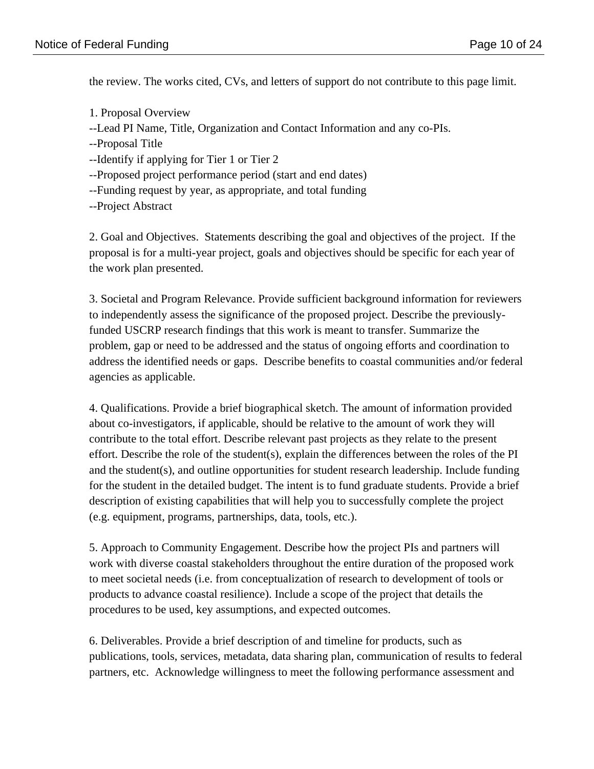the review. The works cited, CVs, and letters of support do not contribute to this page limit.

1. Proposal Overview
--Lead PI Name, Title, Organization and Contact Information and any co-PIs.
--Proposal Title
--Identify if applying for Tier 1 or Tier 2
--Proposed project performance period (start and end dates)
--Funding request by year, as appropriate, and total funding
--Project Abstract

2. Goal and Objectives. Statements describing the goal and objectives of the project. If the proposal is for a multi-year project, goals and objectives should be specific for each year of the work plan presented.

3. Societal and Program Relevance. Provide sufficient background information for reviewers to independently assess the significance of the proposed project. Describe the previously-funded USCRP research findings that this work is meant to transfer. Summarize the problem, gap or need to be addressed and the status of ongoing efforts and coordination to address the identified needs or gaps. Describe benefits to coastal communities and/or federal agencies as applicable.

4. Qualifications. Provide a brief biographical sketch. The amount of information provided about co-investigators, if applicable, should be relative to the amount of work they will contribute to the total effort. Describe relevant past projects as they relate to the present effort. Describe the role of the student(s), explain the differences between the roles of the PI and the student(s), and outline opportunities for student research leadership. Include funding for the student in the detailed budget. The intent is to fund graduate students. Provide a brief description of existing capabilities that will help you to successfully complete the project (e.g. equipment, programs, partnerships, data, tools, etc.).

5. Approach to Community Engagement. Describe how the project PIs and partners will work with diverse coastal stakeholders throughout the entire duration of the proposed work to meet societal needs (i.e. from conceptualization of research to development of tools or products to advance coastal resilience). Include a scope of the project that details the procedures to be used, key assumptions, and expected outcomes.

6. Deliverables. Provide a brief description of and timeline for products, such as publications, tools, services, metadata, data sharing plan, communication of results to federal partners, etc. Acknowledge willingness to meet the following performance assessment and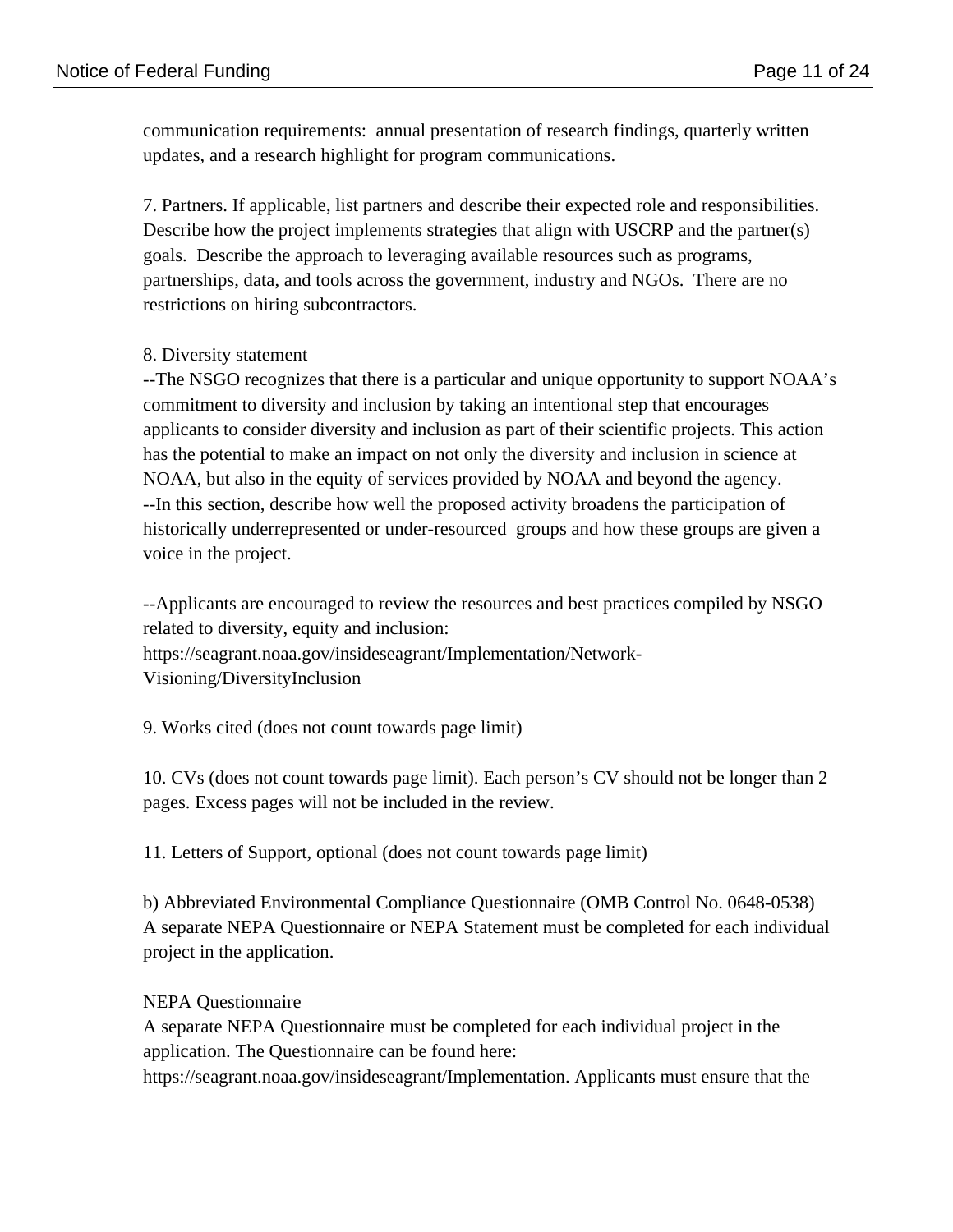communication requirements: annual presentation of research findings, quarterly written updates, and a research highlight for program communications.

7. Partners. If applicable, list partners and describe their expected role and responsibilities. Describe how the project implements strategies that align with USCRP and the partner(s) goals. Describe the approach to leveraging available resources such as programs, partnerships, data, and tools across the government, industry and NGOs. There are no restrictions on hiring subcontractors.

8. Diversity statement
--The NSGO recognizes that there is a particular and unique opportunity to support NOAA's commitment to diversity and inclusion by taking an intentional step that encourages applicants to consider diversity and inclusion as part of their scientific projects. This action has the potential to make an impact on not only the diversity and inclusion in science at NOAA, but also in the equity of services provided by NOAA and beyond the agency.
--In this section, describe how well the proposed activity broadens the participation of historically underrepresented or under-resourced groups and how these groups are given a voice in the project.

--Applicants are encouraged to review the resources and best practices compiled by NSGO related to diversity, equity and inclusion:
https://seagrant.noaa.gov/insideseagrant/Implementation/Network-Visioning/DiversityInclusion

9. Works cited (does not count towards page limit)

10. CVs (does not count towards page limit). Each person's CV should not be longer than 2 pages. Excess pages will not be included in the review.

11. Letters of Support, optional (does not count towards page limit)

b) Abbreviated Environmental Compliance Questionnaire (OMB Control No. 0648-0538)
A separate NEPA Questionnaire or NEPA Statement must be completed for each individual project in the application.

NEPA Questionnaire
A separate NEPA Questionnaire must be completed for each individual project in the application. The Questionnaire can be found here:
https://seagrant.noaa.gov/insideseagrant/Implementation. Applicants must ensure that the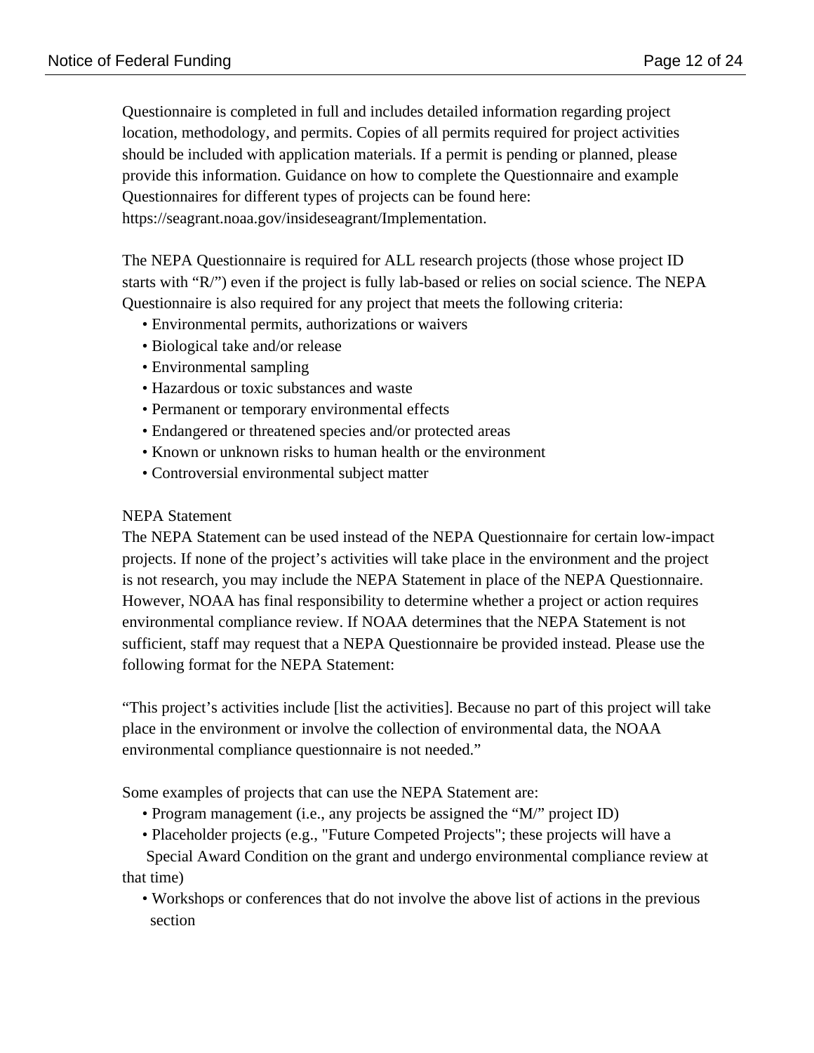Questionnaire is completed in full and includes detailed information regarding project location, methodology, and permits. Copies of all permits required for project activities should be included with application materials. If a permit is pending or planned, please provide this information. Guidance on how to complete the Questionnaire and example Questionnaires for different types of projects can be found here: https://seagrant.noaa.gov/insideseagrant/Implementation.

The NEPA Questionnaire is required for ALL research projects (those whose project ID starts with "R/") even if the project is fully lab-based or relies on social science. The NEPA Questionnaire is also required for any project that meets the following criteria:

- Environmental permits, authorizations or waivers
- Biological take and/or release
- Environmental sampling
- Hazardous or toxic substances and waste
- Permanent or temporary environmental effects
- Endangered or threatened species and/or protected areas
- Known or unknown risks to human health or the environment
- Controversial environmental subject matter

NEPA Statement

The NEPA Statement can be used instead of the NEPA Questionnaire for certain low-impact projects. If none of the project's activities will take place in the environment and the project is not research, you may include the NEPA Statement in place of the NEPA Questionnaire. However, NOAA has final responsibility to determine whether a project or action requires environmental compliance review. If NOAA determines that the NEPA Statement is not sufficient, staff may request that a NEPA Questionnaire be provided instead. Please use the following format for the NEPA Statement:

"This project's activities include [list the activities]. Because no part of this project will take place in the environment or involve the collection of environmental data, the NOAA environmental compliance questionnaire is not needed."

Some examples of projects that can use the NEPA Statement are:

- Program management (i.e., any projects be assigned the "M/" project ID)
- Placeholder projects (e.g., "Future Competed Projects"; these projects will have a Special Award Condition on the grant and undergo environmental compliance review at that time)
- Workshops or conferences that do not involve the above list of actions in the previous section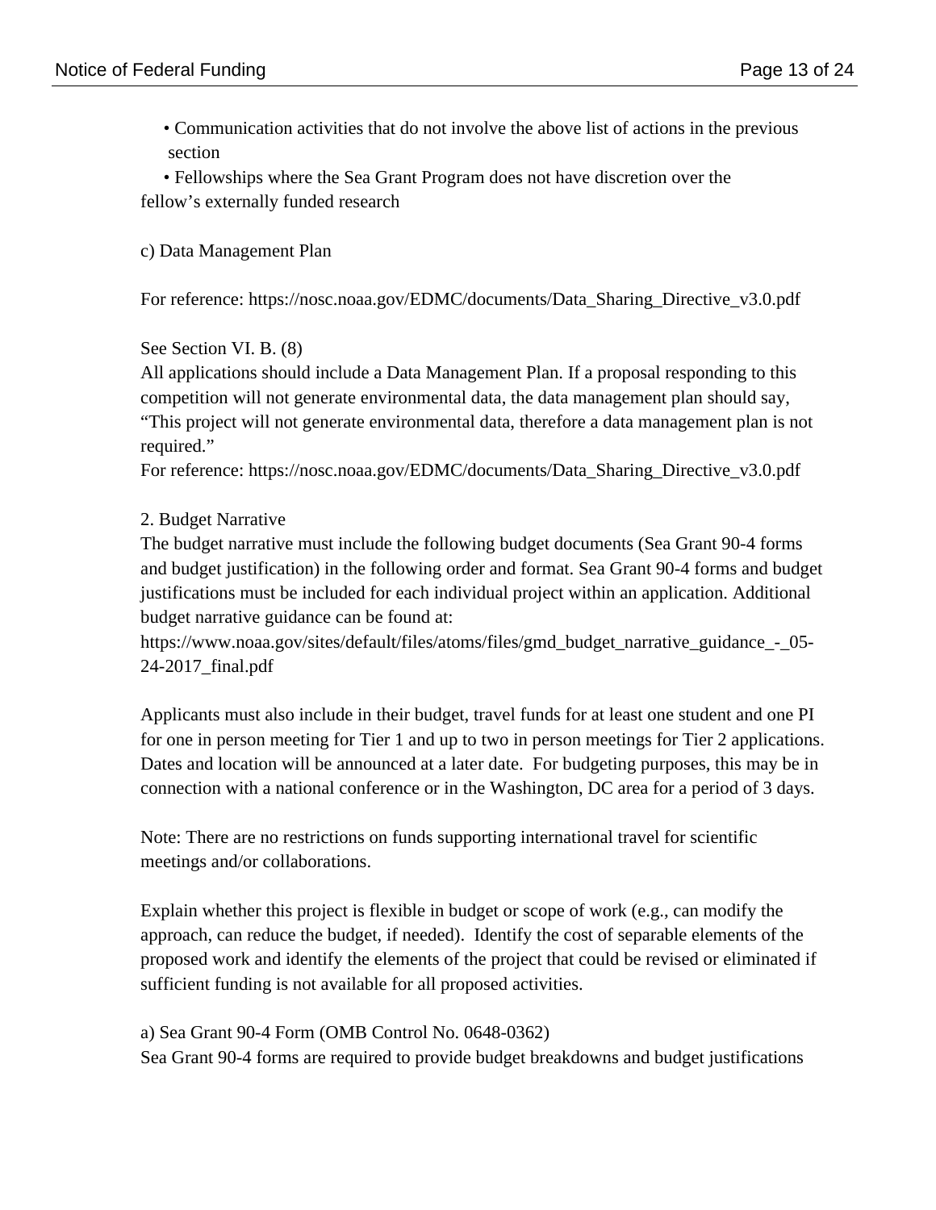- Communication activities that do not involve the above list of actions in the previous section
- Fellowships where the Sea Grant Program does not have discretion over the fellow's externally funded research

c) Data Management Plan

For reference: https://nosc.noaa.gov/EDMC/documents/Data_Sharing_Directive_v3.0.pdf

See Section VI. B. (8)
All applications should include a Data Management Plan. If a proposal responding to this competition will not generate environmental data, the data management plan should say, "This project will not generate environmental data, therefore a data management plan is not required."
For reference: https://nosc.noaa.gov/EDMC/documents/Data_Sharing_Directive_v3.0.pdf

2. Budget Narrative
The budget narrative must include the following budget documents (Sea Grant 90-4 forms and budget justification) in the following order and format. Sea Grant 90-4 forms and budget justifications must be included for each individual project within an application. Additional budget narrative guidance can be found at:
https://www.noaa.gov/sites/default/files/atoms/files/gmd_budget_narrative_guidance_-_05-24-2017_final.pdf

Applicants must also include in their budget, travel funds for at least one student and one PI for one in person meeting for Tier 1 and up to two in person meetings for Tier 2 applications. Dates and location will be announced at a later date. For budgeting purposes, this may be in connection with a national conference or in the Washington, DC area for a period of 3 days.

Note: There are no restrictions on funds supporting international travel for scientific meetings and/or collaborations.

Explain whether this project is flexible in budget or scope of work (e.g., can modify the approach, can reduce the budget, if needed). Identify the cost of separable elements of the proposed work and identify the elements of the project that could be revised or eliminated if sufficient funding is not available for all proposed activities.

a) Sea Grant 90-4 Form (OMB Control No. 0648-0362)
Sea Grant 90-4 forms are required to provide budget breakdowns and budget justifications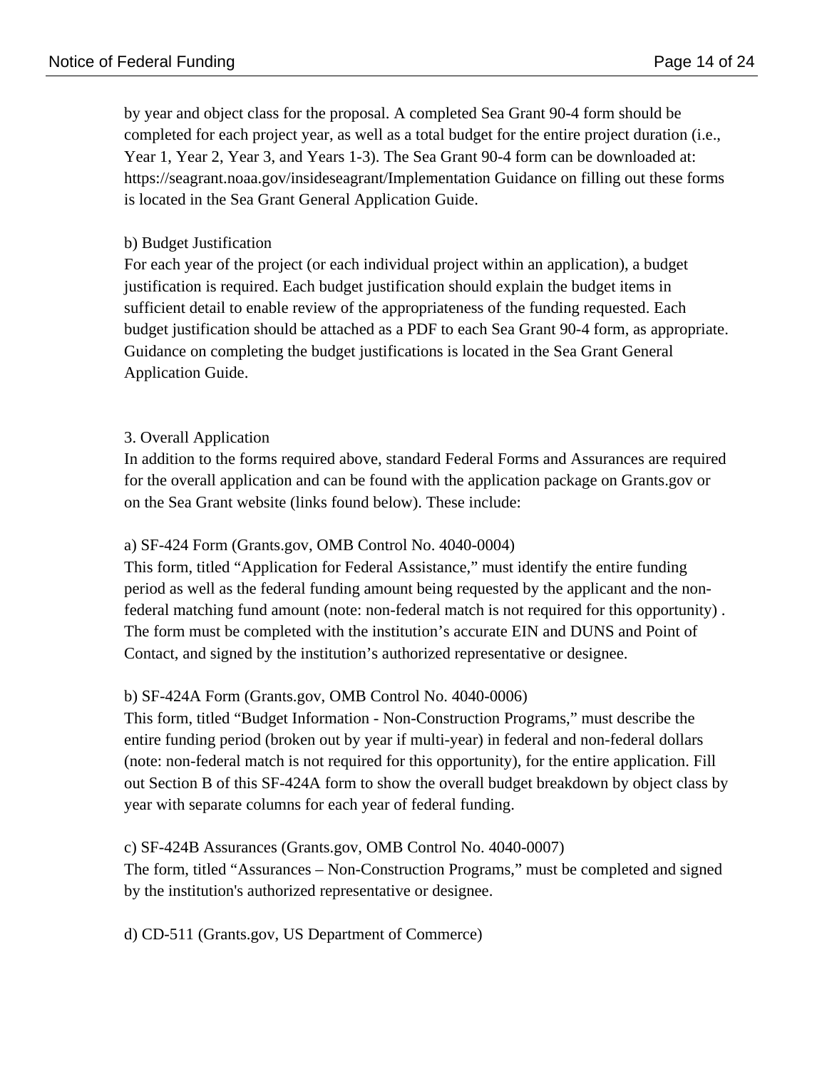by year and object class for the proposal. A completed Sea Grant 90-4 form should be completed for each project year, as well as a total budget for the entire project duration (i.e., Year 1, Year 2, Year 3, and Years 1-3). The Sea Grant 90-4 form can be downloaded at: https://seagrant.noaa.gov/insideseagrant/Implementation Guidance on filling out these forms is located in the Sea Grant General Application Guide.

b) Budget Justification

For each year of the project (or each individual project within an application), a budget justification is required. Each budget justification should explain the budget items in sufficient detail to enable review of the appropriateness of the funding requested. Each budget justification should be attached as a PDF to each Sea Grant 90-4 form, as appropriate. Guidance on completing the budget justifications is located in the Sea Grant General Application Guide.

3. Overall Application

In addition to the forms required above, standard Federal Forms and Assurances are required for the overall application and can be found with the application package on Grants.gov or on the Sea Grant website (links found below). These include:

a) SF-424 Form (Grants.gov, OMB Control No. 4040-0004)

This form, titled "Application for Federal Assistance," must identify the entire funding period as well as the federal funding amount being requested by the applicant and the non-federal matching fund amount (note: non-federal match is not required for this opportunity) . The form must be completed with the institution's accurate EIN and DUNS and Point of Contact, and signed by the institution's authorized representative or designee.

b) SF-424A Form (Grants.gov, OMB Control No. 4040-0006)

This form, titled "Budget Information - Non-Construction Programs," must describe the entire funding period (broken out by year if multi-year) in federal and non-federal dollars (note: non-federal match is not required for this opportunity), for the entire application. Fill out Section B of this SF-424A form to show the overall budget breakdown by object class by year with separate columns for each year of federal funding.

c) SF-424B Assurances (Grants.gov, OMB Control No. 4040-0007)

The form, titled "Assurances – Non-Construction Programs," must be completed and signed by the institution's authorized representative or designee.

d) CD-511 (Grants.gov, US Department of Commerce)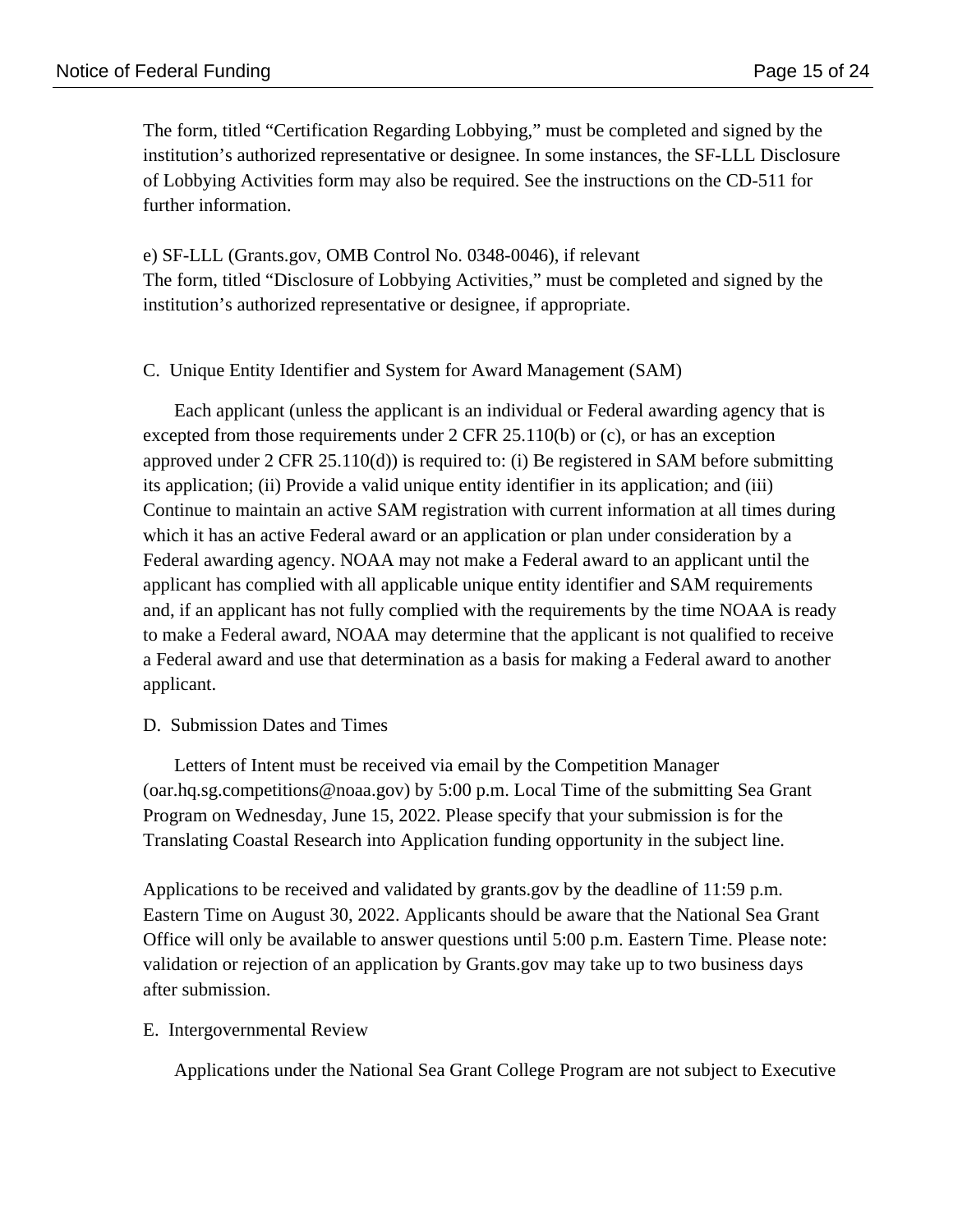The form, titled "Certification Regarding Lobbying," must be completed and signed by the institution's authorized representative or designee. In some instances, the SF-LLL Disclosure of Lobbying Activities form may also be required. See the instructions on the CD-511 for further information.

e) SF-LLL (Grants.gov, OMB Control No. 0348-0046), if relevant
The form, titled "Disclosure of Lobbying Activities," must be completed and signed by the institution's authorized representative or designee, if appropriate.

### C. Unique Entity Identifier and System for Award Management (SAM)

Each applicant (unless the applicant is an individual or Federal awarding agency that is excepted from those requirements under 2 CFR 25.110(b) or (c), or has an exception approved under 2 CFR 25.110(d)) is required to: (i) Be registered in SAM before submitting its application; (ii) Provide a valid unique entity identifier in its application; and (iii) Continue to maintain an active SAM registration with current information at all times during which it has an active Federal award or an application or plan under consideration by a Federal awarding agency. NOAA may not make a Federal award to an applicant until the applicant has complied with all applicable unique entity identifier and SAM requirements and, if an applicant has not fully complied with the requirements by the time NOAA is ready to make a Federal award, NOAA may determine that the applicant is not qualified to receive a Federal award and use that determination as a basis for making a Federal award to another applicant.

### D. Submission Dates and Times

Letters of Intent must be received via email by the Competition Manager (oar.hq.sg.competitions@noaa.gov) by 5:00 p.m. Local Time of the submitting Sea Grant Program on Wednesday, June 15, 2022. Please specify that your submission is for the Translating Coastal Research into Application funding opportunity in the subject line.

Applications to be received and validated by grants.gov by the deadline of 11:59 p.m. Eastern Time on August 30, 2022. Applicants should be aware that the National Sea Grant Office will only be available to answer questions until 5:00 p.m. Eastern Time. Please note: validation or rejection of an application by Grants.gov may take up to two business days after submission.

### E. Intergovernmental Review

Applications under the National Sea Grant College Program are not subject to Executive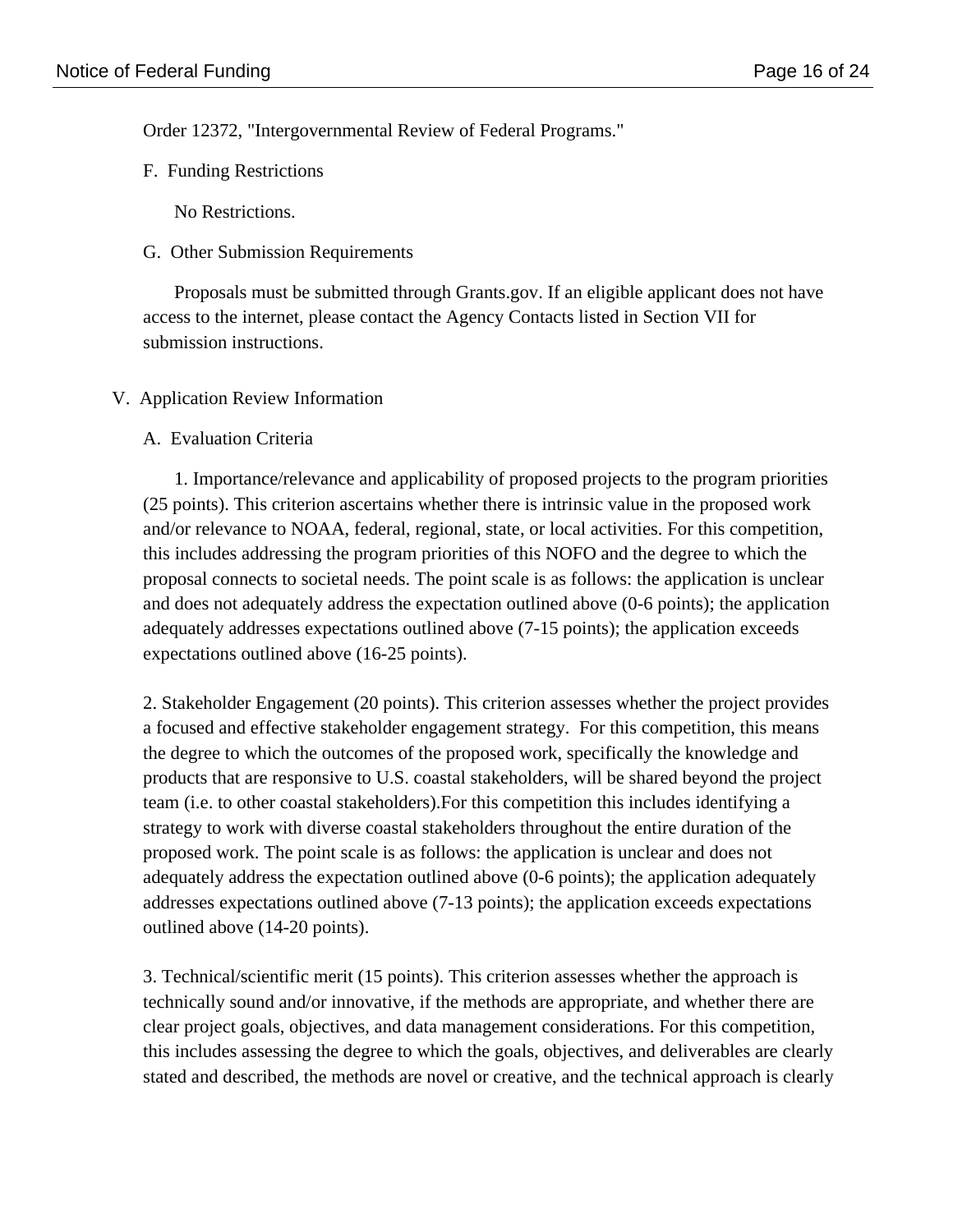Order 12372, "Intergovernmental Review of Federal Programs."

F. Funding Restrictions

No Restrictions.

G. Other Submission Requirements

Proposals must be submitted through Grants.gov. If an eligible applicant does not have access to the internet, please contact the Agency Contacts listed in Section VII for submission instructions.

## V. Application Review Information

### A. Evaluation Criteria

1. Importance/relevance and applicability of proposed projects to the program priorities (25 points). This criterion ascertains whether there is intrinsic value in the proposed work and/or relevance to NOAA, federal, regional, state, or local activities. For this competition, this includes addressing the program priorities of this NOFO and the degree to which the proposal connects to societal needs. The point scale is as follows: the application is unclear and does not adequately address the expectation outlined above (0-6 points); the application adequately addresses expectations outlined above (7-15 points); the application exceeds expectations outlined above (16-25 points).

2. Stakeholder Engagement (20 points). This criterion assesses whether the project provides a focused and effective stakeholder engagement strategy. For this competition, this means the degree to which the outcomes of the proposed work, specifically the knowledge and products that are responsive to U.S. coastal stakeholders, will be shared beyond the project team (i.e. to other coastal stakeholders).For this competition this includes identifying a strategy to work with diverse coastal stakeholders throughout the entire duration of the proposed work. The point scale is as follows: the application is unclear and does not adequately address the expectation outlined above (0-6 points); the application adequately addresses expectations outlined above (7-13 points); the application exceeds expectations outlined above (14-20 points).

3. Technical/scientific merit (15 points). This criterion assesses whether the approach is technically sound and/or innovative, if the methods are appropriate, and whether there are clear project goals, objectives, and data management considerations. For this competition, this includes assessing the degree to which the goals, objectives, and deliverables are clearly stated and described, the methods are novel or creative, and the technical approach is clearly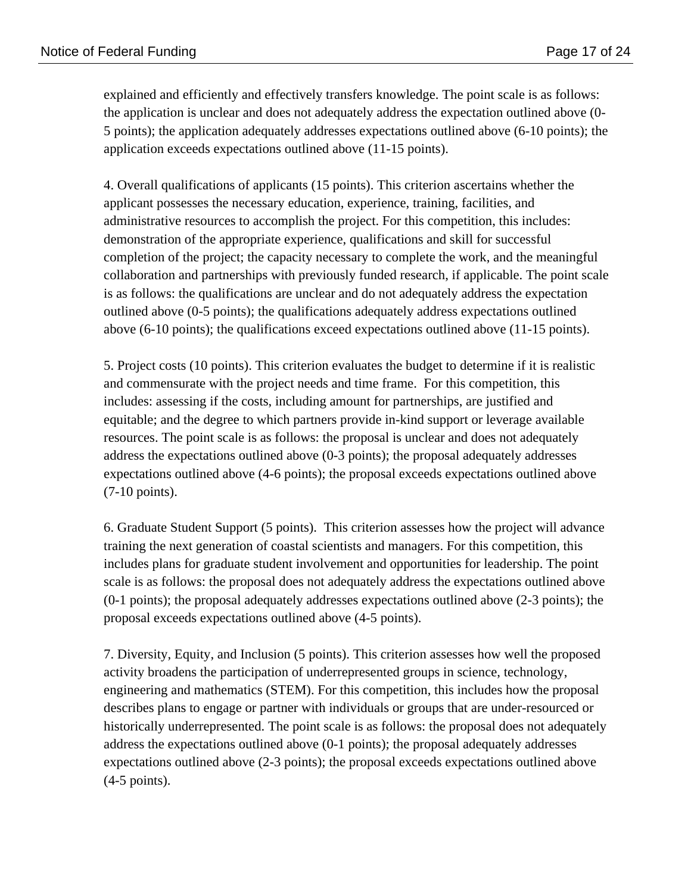explained and efficiently and effectively transfers knowledge. The point scale is as follows: the application is unclear and does not adequately address the expectation outlined above (0-5 points); the application adequately addresses expectations outlined above (6-10 points); the application exceeds expectations outlined above (11-15 points).

4. Overall qualifications of applicants (15 points). This criterion ascertains whether the applicant possesses the necessary education, experience, training, facilities, and administrative resources to accomplish the project. For this competition, this includes: demonstration of the appropriate experience, qualifications and skill for successful completion of the project; the capacity necessary to complete the work, and the meaningful collaboration and partnerships with previously funded research, if applicable. The point scale is as follows: the qualifications are unclear and do not adequately address the expectation outlined above (0-5 points); the qualifications adequately address expectations outlined above (6-10 points); the qualifications exceed expectations outlined above (11-15 points).

5. Project costs (10 points). This criterion evaluates the budget to determine if it is realistic and commensurate with the project needs and time frame. For this competition, this includes: assessing if the costs, including amount for partnerships, are justified and equitable; and the degree to which partners provide in-kind support or leverage available resources. The point scale is as follows: the proposal is unclear and does not adequately address the expectations outlined above (0-3 points); the proposal adequately addresses expectations outlined above (4-6 points); the proposal exceeds expectations outlined above (7-10 points).

6. Graduate Student Support (5 points). This criterion assesses how the project will advance training the next generation of coastal scientists and managers. For this competition, this includes plans for graduate student involvement and opportunities for leadership. The point scale is as follows: the proposal does not adequately address the expectations outlined above (0-1 points); the proposal adequately addresses expectations outlined above (2-3 points); the proposal exceeds expectations outlined above (4-5 points).

7. Diversity, Equity, and Inclusion (5 points). This criterion assesses how well the proposed activity broadens the participation of underrepresented groups in science, technology, engineering and mathematics (STEM). For this competition, this includes how the proposal describes plans to engage or partner with individuals or groups that are under-resourced or historically underrepresented. The point scale is as follows: the proposal does not adequately address the expectations outlined above (0-1 points); the proposal adequately addresses expectations outlined above (2-3 points); the proposal exceeds expectations outlined above (4-5 points).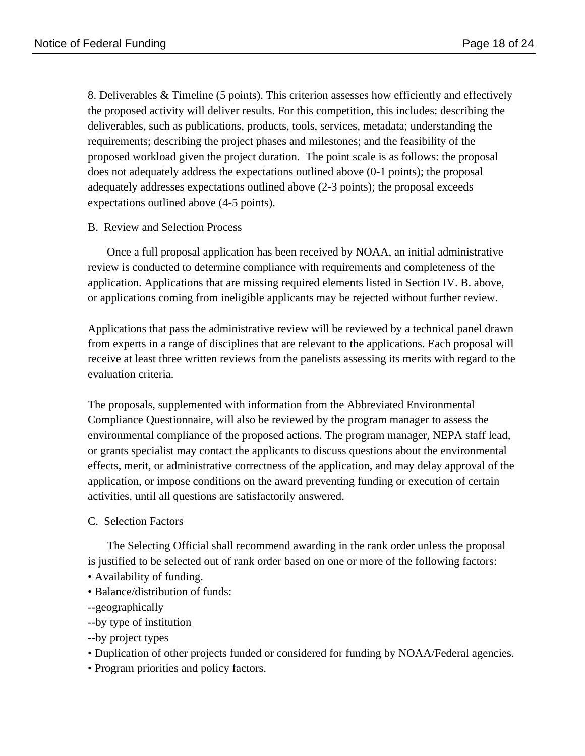8. Deliverables & Timeline (5 points). This criterion assesses how efficiently and effectively the proposed activity will deliver results. For this competition, this includes: describing the deliverables, such as publications, products, tools, services, metadata; understanding the requirements; describing the project phases and milestones; and the feasibility of the proposed workload given the project duration. The point scale is as follows: the proposal does not adequately address the expectations outlined above (0-1 points); the proposal adequately addresses expectations outlined above (2-3 points); the proposal exceeds expectations outlined above (4-5 points).

B. Review and Selection Process

Once a full proposal application has been received by NOAA, an initial administrative review is conducted to determine compliance with requirements and completeness of the application. Applications that are missing required elements listed in Section IV. B. above, or applications coming from ineligible applicants may be rejected without further review.

Applications that pass the administrative review will be reviewed by a technical panel drawn from experts in a range of disciplines that are relevant to the applications. Each proposal will receive at least three written reviews from the panelists assessing its merits with regard to the evaluation criteria.

The proposals, supplemented with information from the Abbreviated Environmental Compliance Questionnaire, will also be reviewed by the program manager to assess the environmental compliance of the proposed actions. The program manager, NEPA staff lead, or grants specialist may contact the applicants to discuss questions about the environmental effects, merit, or administrative correctness of the application, and may delay approval of the application, or impose conditions on the award preventing funding or execution of certain activities, until all questions are satisfactorily answered.

C. Selection Factors

The Selecting Official shall recommend awarding in the rank order unless the proposal is justified to be selected out of rank order based on one or more of the following factors:

- Availability of funding.
- Balance/distribution of funds:
  - --geographically
  - --by type of institution
  - --by project types
- Duplication of other projects funded or considered for funding by NOAA/Federal agencies.
- Program priorities and policy factors.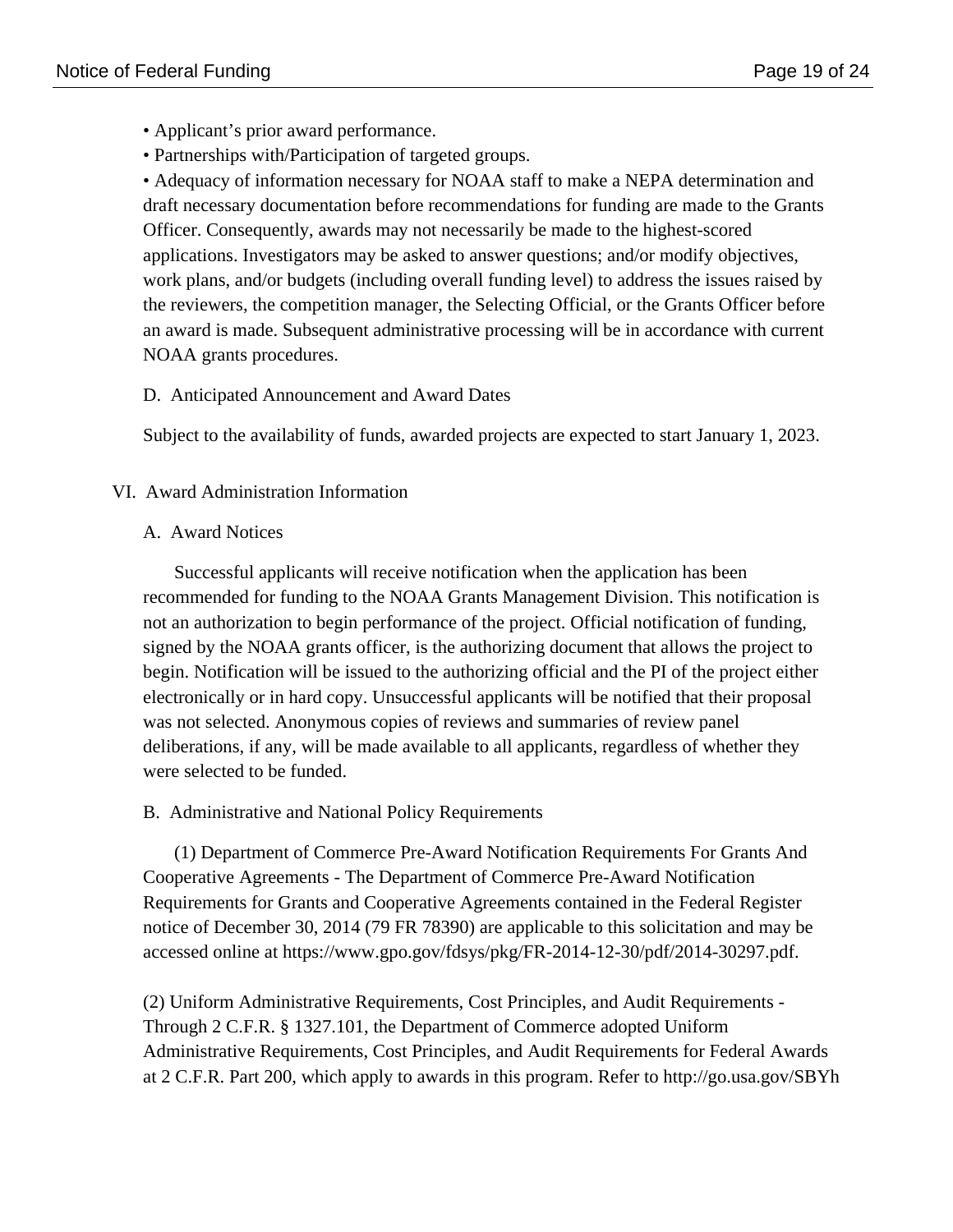- Applicant's prior award performance.
- Partnerships with/Participation of targeted groups.
- Adequacy of information necessary for NOAA staff to make a NEPA determination and draft necessary documentation before recommendations for funding are made to the Grants Officer. Consequently, awards may not necessarily be made to the highest-scored applications. Investigators may be asked to answer questions; and/or modify objectives, work plans, and/or budgets (including overall funding level) to address the issues raised by the reviewers, the competition manager, the Selecting Official, or the Grants Officer before an award is made. Subsequent administrative processing will be in accordance with current NOAA grants procedures.

### D. Anticipated Announcement and Award Dates

Subject to the availability of funds, awarded projects are expected to start January 1, 2023.

## VI. Award Administration Information

### A. Award Notices

Successful applicants will receive notification when the application has been recommended for funding to the NOAA Grants Management Division. This notification is not an authorization to begin performance of the project. Official notification of funding, signed by the NOAA grants officer, is the authorizing document that allows the project to begin. Notification will be issued to the authorizing official and the PI of the project either electronically or in hard copy. Unsuccessful applicants will be notified that their proposal was not selected. Anonymous copies of reviews and summaries of review panel deliberations, if any, will be made available to all applicants, regardless of whether they were selected to be funded.

### B. Administrative and National Policy Requirements

(1) Department of Commerce Pre-Award Notification Requirements For Grants And Cooperative Agreements - The Department of Commerce Pre-Award Notification Requirements for Grants and Cooperative Agreements contained in the Federal Register notice of December 30, 2014 (79 FR 78390) are applicable to this solicitation and may be accessed online at https://www.gpo.gov/fdsys/pkg/FR-2014-12-30/pdf/2014-30297.pdf.

(2) Uniform Administrative Requirements, Cost Principles, and Audit Requirements - Through 2 C.F.R. § 1327.101, the Department of Commerce adopted Uniform Administrative Requirements, Cost Principles, and Audit Requirements for Federal Awards at 2 C.F.R. Part 200, which apply to awards in this program. Refer to http://go.usa.gov/SBYh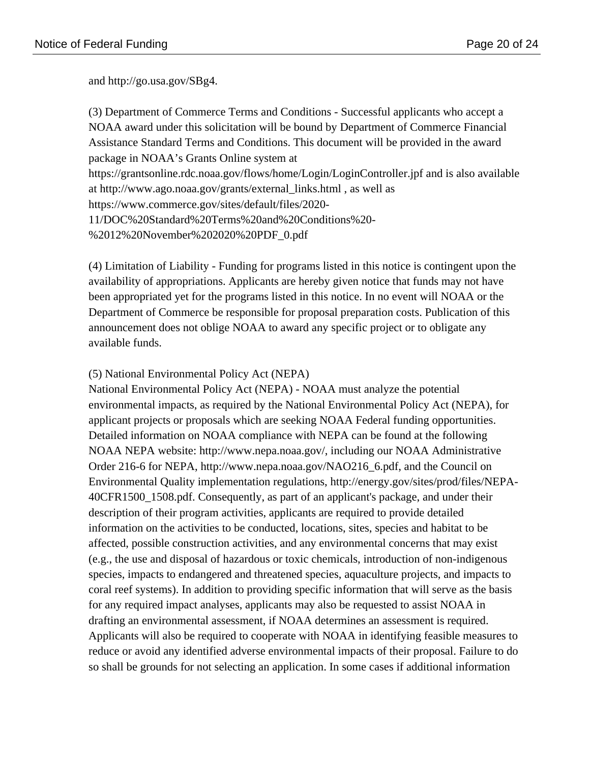and http://go.usa.gov/SBg4.

(3) Department of Commerce Terms and Conditions - Successful applicants who accept a NOAA award under this solicitation will be bound by Department of Commerce Financial Assistance Standard Terms and Conditions. This document will be provided in the award package in NOAA's Grants Online system at https://grantsonline.rdc.noaa.gov/flows/home/Login/LoginController.jpf and is also available at http://www.ago.noaa.gov/grants/external_links.html , as well as https://www.commerce.gov/sites/default/files/2020-11/DOC%20Standard%20Terms%20and%20Conditions%20-%2012%20November%202020%20PDF_0.pdf

(4) Limitation of Liability - Funding for programs listed in this notice is contingent upon the availability of appropriations. Applicants are hereby given notice that funds may not have been appropriated yet for the programs listed in this notice. In no event will NOAA or the Department of Commerce be responsible for proposal preparation costs. Publication of this announcement does not oblige NOAA to award any specific project or to obligate any available funds.

(5) National Environmental Policy Act (NEPA)
National Environmental Policy Act (NEPA) - NOAA must analyze the potential environmental impacts, as required by the National Environmental Policy Act (NEPA), for applicant projects or proposals which are seeking NOAA Federal funding opportunities. Detailed information on NOAA compliance with NEPA can be found at the following NOAA NEPA website: http://www.nepa.noaa.gov/, including our NOAA Administrative Order 216-6 for NEPA, http://www.nepa.noaa.gov/NAO216_6.pdf, and the Council on Environmental Quality implementation regulations, http://energy.gov/sites/prod/files/NEPA-40CFR1500_1508.pdf. Consequently, as part of an applicant's package, and under their description of their program activities, applicants are required to provide detailed information on the activities to be conducted, locations, sites, species and habitat to be affected, possible construction activities, and any environmental concerns that may exist (e.g., the use and disposal of hazardous or toxic chemicals, introduction of non-indigenous species, impacts to endangered and threatened species, aquaculture projects, and impacts to coral reef systems). In addition to providing specific information that will serve as the basis for any required impact analyses, applicants may also be requested to assist NOAA in drafting an environmental assessment, if NOAA determines an assessment is required. Applicants will also be required to cooperate with NOAA in identifying feasible measures to reduce or avoid any identified adverse environmental impacts of their proposal. Failure to do so shall be grounds for not selecting an application. In some cases if additional information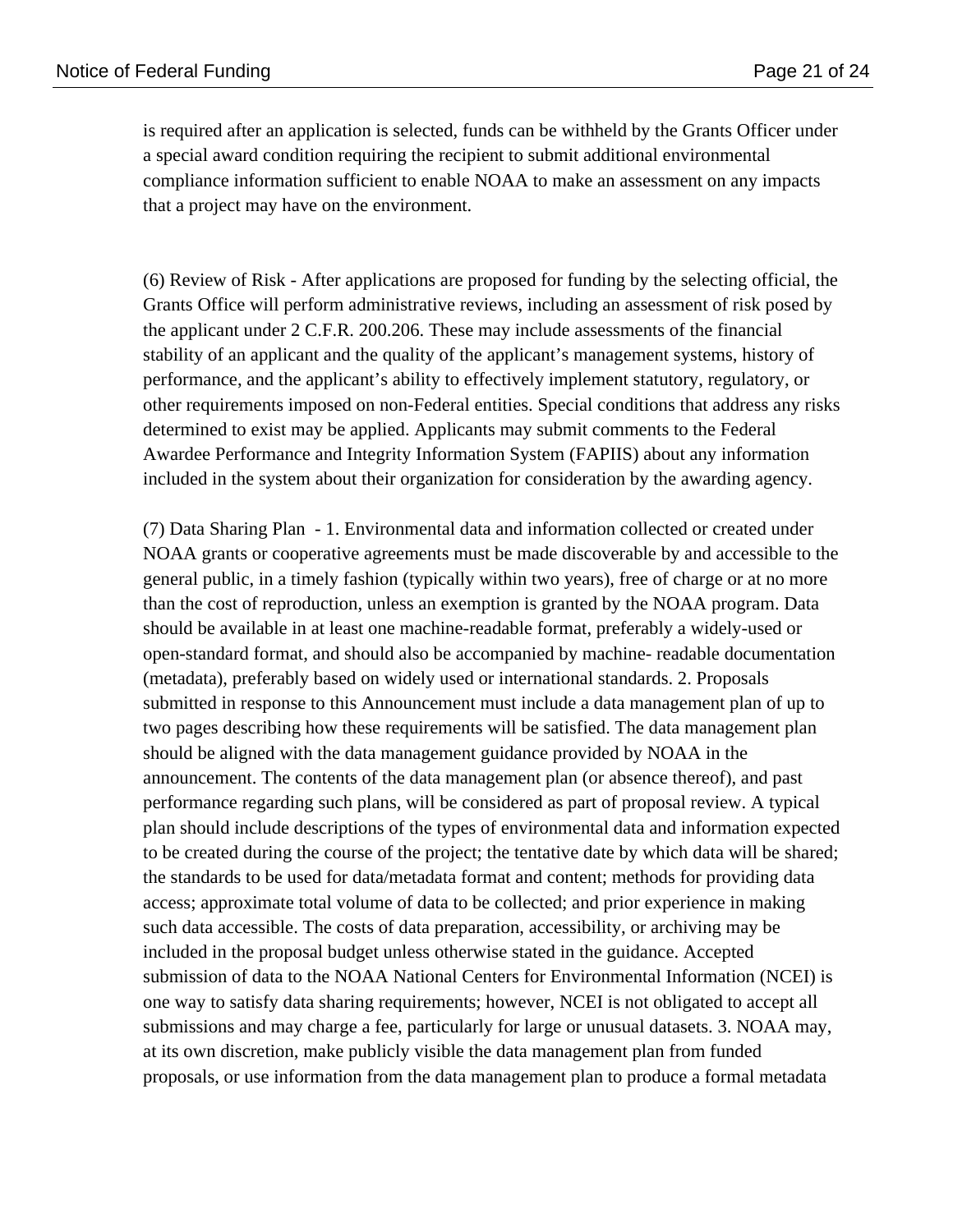is required after an application is selected, funds can be withheld by the Grants Officer under a special award condition requiring the recipient to submit additional environmental compliance information sufficient to enable NOAA to make an assessment on any impacts that a project may have on the environment.

(6) Review of Risk - After applications are proposed for funding by the selecting official, the Grants Office will perform administrative reviews, including an assessment of risk posed by the applicant under 2 C.F.R. 200.206. These may include assessments of the financial stability of an applicant and the quality of the applicant's management systems, history of performance, and the applicant's ability to effectively implement statutory, regulatory, or other requirements imposed on non-Federal entities. Special conditions that address any risks determined to exist may be applied. Applicants may submit comments to the Federal Awardee Performance and Integrity Information System (FAPIIS) about any information included in the system about their organization for consideration by the awarding agency.

(7) Data Sharing Plan - 1. Environmental data and information collected or created under NOAA grants or cooperative agreements must be made discoverable by and accessible to the general public, in a timely fashion (typically within two years), free of charge or at no more than the cost of reproduction, unless an exemption is granted by the NOAA program. Data should be available in at least one machine-readable format, preferably a widely-used or open-standard format, and should also be accompanied by machine- readable documentation (metadata), preferably based on widely used or international standards. 2. Proposals submitted in response to this Announcement must include a data management plan of up to two pages describing how these requirements will be satisfied. The data management plan should be aligned with the data management guidance provided by NOAA in the announcement. The contents of the data management plan (or absence thereof), and past performance regarding such plans, will be considered as part of proposal review. A typical plan should include descriptions of the types of environmental data and information expected to be created during the course of the project; the tentative date by which data will be shared; the standards to be used for data/metadata format and content; methods for providing data access; approximate total volume of data to be collected; and prior experience in making such data accessible. The costs of data preparation, accessibility, or archiving may be included in the proposal budget unless otherwise stated in the guidance. Accepted submission of data to the NOAA National Centers for Environmental Information (NCEI) is one way to satisfy data sharing requirements; however, NCEI is not obligated to accept all submissions and may charge a fee, particularly for large or unusual datasets. 3. NOAA may, at its own discretion, make publicly visible the data management plan from funded proposals, or use information from the data management plan to produce a formal metadata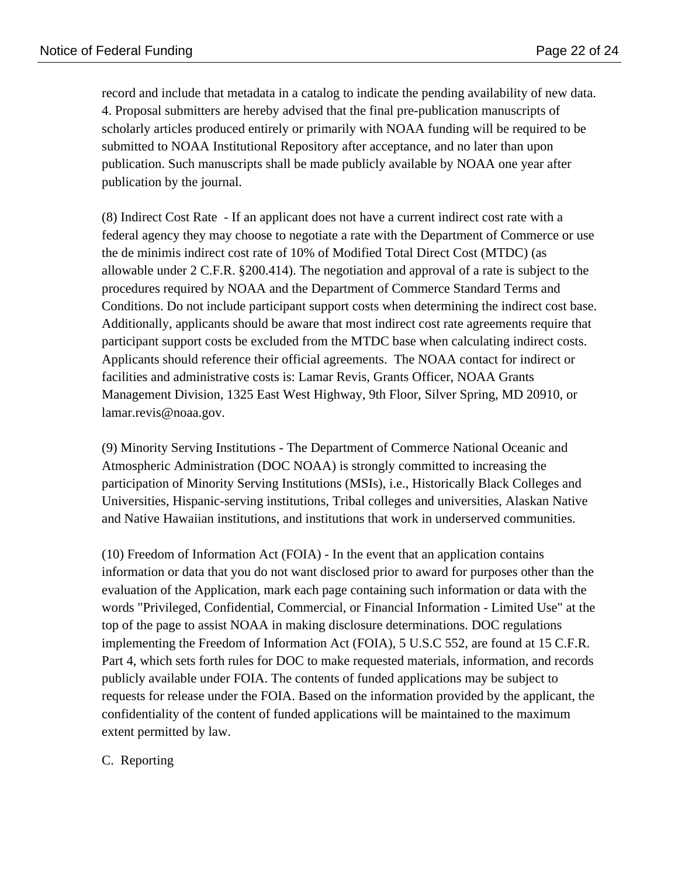record and include that metadata in a catalog to indicate the pending availability of new data.
4. Proposal submitters are hereby advised that the final pre-publication manuscripts of scholarly articles produced entirely or primarily with NOAA funding will be required to be submitted to NOAA Institutional Repository after acceptance, and no later than upon publication. Such manuscripts shall be made publicly available by NOAA one year after publication by the journal.

(8) Indirect Cost Rate - If an applicant does not have a current indirect cost rate with a federal agency they may choose to negotiate a rate with the Department of Commerce or use the de minimis indirect cost rate of 10% of Modified Total Direct Cost (MTDC) (as allowable under 2 C.F.R. §200.414). The negotiation and approval of a rate is subject to the procedures required by NOAA and the Department of Commerce Standard Terms and Conditions. Do not include participant support costs when determining the indirect cost base. Additionally, applicants should be aware that most indirect cost rate agreements require that participant support costs be excluded from the MTDC base when calculating indirect costs. Applicants should reference their official agreements. The NOAA contact for indirect or facilities and administrative costs is: Lamar Revis, Grants Officer, NOAA Grants Management Division, 1325 East West Highway, 9th Floor, Silver Spring, MD 20910, or lamar.revis@noaa.gov.

(9) Minority Serving Institutions - The Department of Commerce National Oceanic and Atmospheric Administration (DOC NOAA) is strongly committed to increasing the participation of Minority Serving Institutions (MSIs), i.e., Historically Black Colleges and Universities, Hispanic-serving institutions, Tribal colleges and universities, Alaskan Native and Native Hawaiian institutions, and institutions that work in underserved communities.

(10) Freedom of Information Act (FOIA) - In the event that an application contains information or data that you do not want disclosed prior to award for purposes other than the evaluation of the Application, mark each page containing such information or data with the words "Privileged, Confidential, Commercial, or Financial Information - Limited Use" at the top of the page to assist NOAA in making disclosure determinations. DOC regulations implementing the Freedom of Information Act (FOIA), 5 U.S.C 552, are found at 15 C.F.R. Part 4, which sets forth rules for DOC to make requested materials, information, and records publicly available under FOIA. The contents of funded applications may be subject to requests for release under the FOIA. Based on the information provided by the applicant, the confidentiality of the content of funded applications will be maintained to the maximum extent permitted by law.

C. Reporting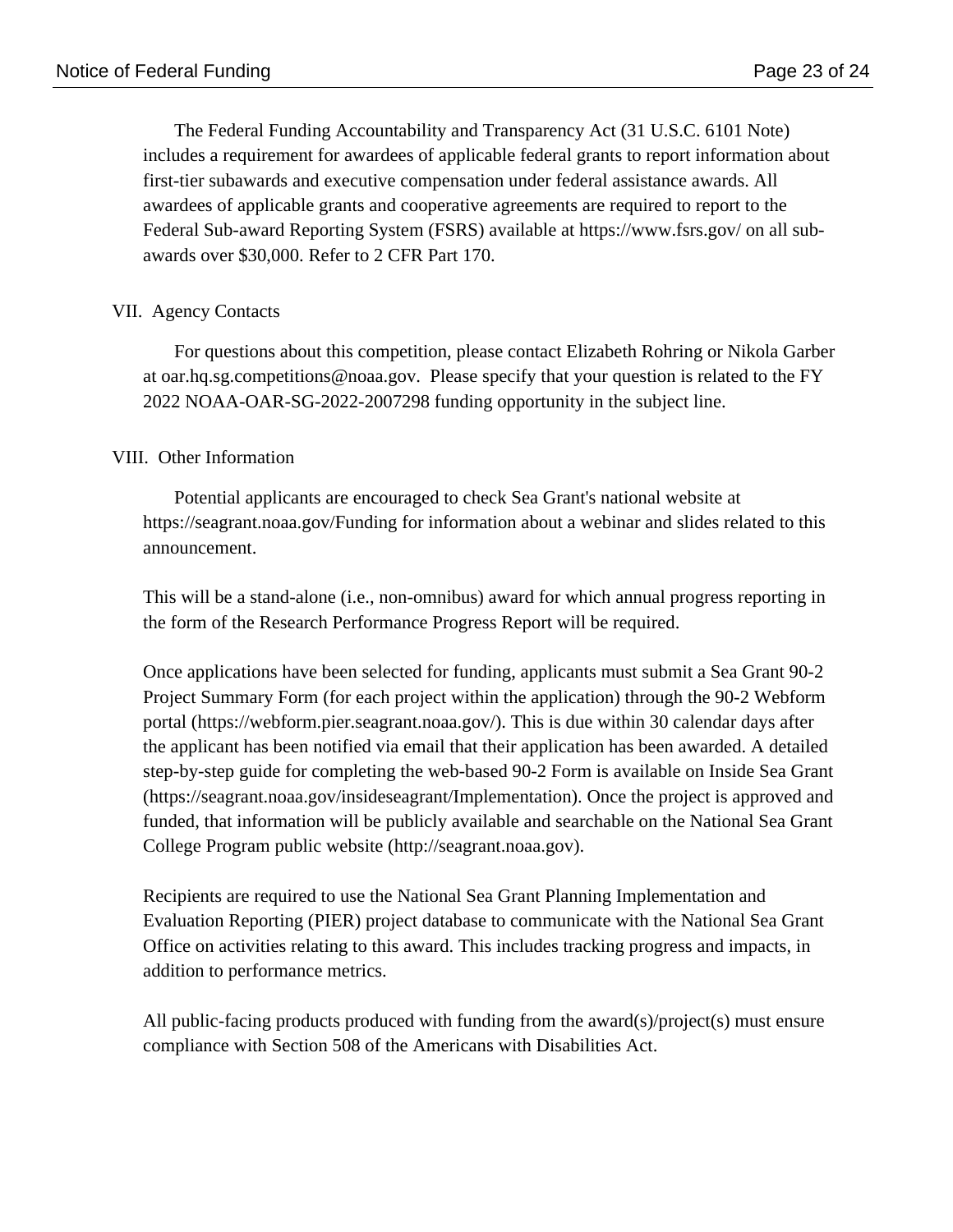The Federal Funding Accountability and Transparency Act (31 U.S.C. 6101 Note) includes a requirement for awardees of applicable federal grants to report information about first-tier subawards and executive compensation under federal assistance awards. All awardees of applicable grants and cooperative agreements are required to report to the Federal Sub-award Reporting System (FSRS) available at https://www.fsrs.gov/ on all sub-awards over $30,000. Refer to 2 CFR Part 170.

## VII. Agency Contacts

For questions about this competition, please contact Elizabeth Rohring or Nikola Garber at oar.hq.sg.competitions@noaa.gov. Please specify that your question is related to the FY 2022 NOAA-OAR-SG-2022-2007298 funding opportunity in the subject line.

## VIII. Other Information

Potential applicants are encouraged to check Sea Grant's national website at https://seagrant.noaa.gov/Funding for information about a webinar and slides related to this announcement.

This will be a stand-alone (i.e., non-omnibus) award for which annual progress reporting in the form of the Research Performance Progress Report will be required.

Once applications have been selected for funding, applicants must submit a Sea Grant 90-2 Project Summary Form (for each project within the application) through the 90-2 Webform portal (https://webform.pier.seagrant.noaa.gov/). This is due within 30 calendar days after the applicant has been notified via email that their application has been awarded. A detailed step-by-step guide for completing the web-based 90-2 Form is available on Inside Sea Grant (https://seagrant.noaa.gov/insideseagrant/Implementation). Once the project is approved and funded, that information will be publicly available and searchable on the National Sea Grant College Program public website (http://seagrant.noaa.gov).

Recipients are required to use the National Sea Grant Planning Implementation and Evaluation Reporting (PIER) project database to communicate with the National Sea Grant Office on activities relating to this award. This includes tracking progress and impacts, in addition to performance metrics.

All public-facing products produced with funding from the award(s)/project(s) must ensure compliance with Section 508 of the Americans with Disabilities Act.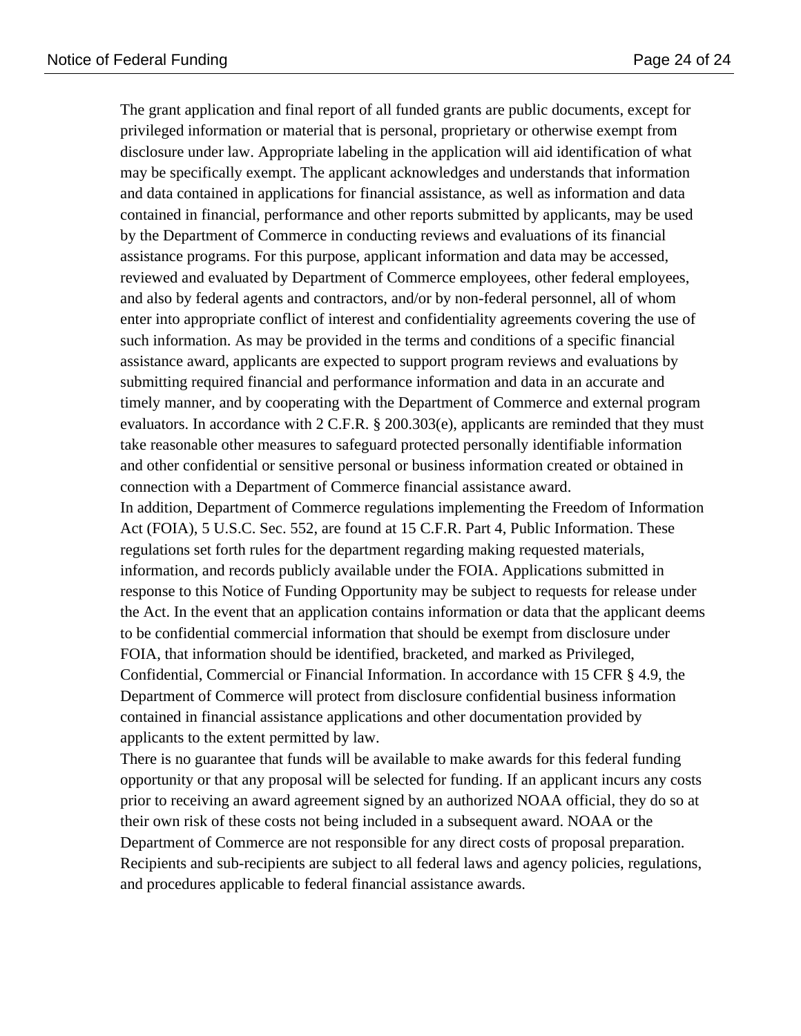The grant application and final report of all funded grants are public documents, except for privileged information or material that is personal, proprietary or otherwise exempt from disclosure under law. Appropriate labeling in the application will aid identification of what may be specifically exempt. The applicant acknowledges and understands that information and data contained in applications for financial assistance, as well as information and data contained in financial, performance and other reports submitted by applicants, may be used by the Department of Commerce in conducting reviews and evaluations of its financial assistance programs. For this purpose, applicant information and data may be accessed, reviewed and evaluated by Department of Commerce employees, other federal employees, and also by federal agents and contractors, and/or by non-federal personnel, all of whom enter into appropriate conflict of interest and confidentiality agreements covering the use of such information. As may be provided in the terms and conditions of a specific financial assistance award, applicants are expected to support program reviews and evaluations by submitting required financial and performance information and data in an accurate and timely manner, and by cooperating with the Department of Commerce and external program evaluators. In accordance with 2 C.F.R. § 200.303(e), applicants are reminded that they must take reasonable other measures to safeguard protected personally identifiable information and other confidential or sensitive personal or business information created or obtained in connection with a Department of Commerce financial assistance award.

In addition, Department of Commerce regulations implementing the Freedom of Information Act (FOIA), 5 U.S.C. Sec. 552, are found at 15 C.F.R. Part 4, Public Information. These regulations set forth rules for the department regarding making requested materials, information, and records publicly available under the FOIA. Applications submitted in response to this Notice of Funding Opportunity may be subject to requests for release under the Act. In the event that an application contains information or data that the applicant deems to be confidential commercial information that should be exempt from disclosure under FOIA, that information should be identified, bracketed, and marked as Privileged, Confidential, Commercial or Financial Information. In accordance with 15 CFR § 4.9, the Department of Commerce will protect from disclosure confidential business information contained in financial assistance applications and other documentation provided by applicants to the extent permitted by law.

There is no guarantee that funds will be available to make awards for this federal funding opportunity or that any proposal will be selected for funding. If an applicant incurs any costs prior to receiving an award agreement signed by an authorized NOAA official, they do so at their own risk of these costs not being included in a subsequent award. NOAA or the Department of Commerce are not responsible for any direct costs of proposal preparation. Recipients and sub-recipients are subject to all federal laws and agency policies, regulations, and procedures applicable to federal financial assistance awards.